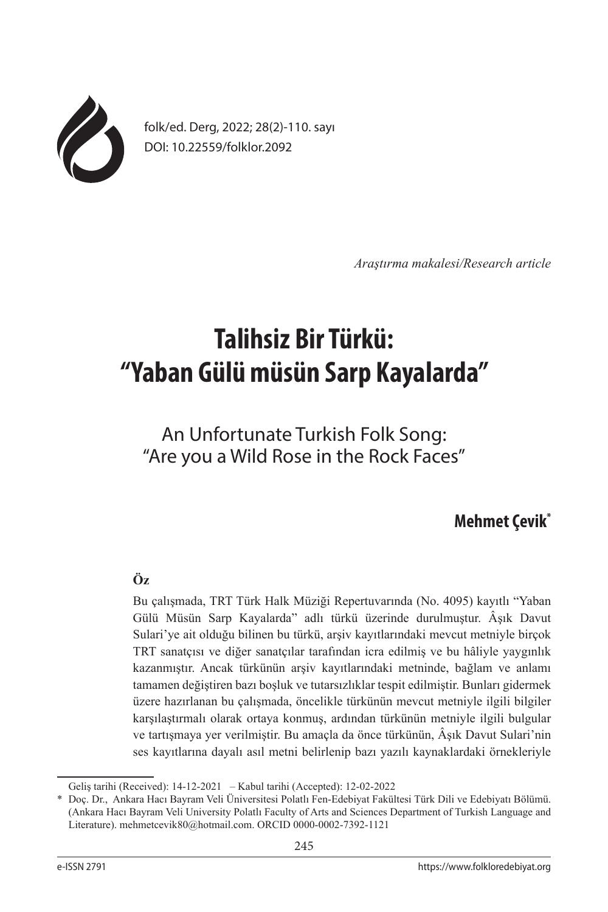folk/ed. Derg, 2022; 28(2)-110. sayı
DOI: 10.22559/folklor.2092

*Araştırma makalesi/Research article*

# Talihsiz Bir Türkü: "Yaban Gülü müsün Sarp Kayalarda"

## An Unfortunate Turkish Folk Song: "Are you a Wild Rose in the Rock Faces"

**Mehmet Çevik***

### Öz

Bu çalışmada, TRT Türk Halk Müziği Repertuvarında (No. 4095) kayıtlı "Yaban Gülü Müsün Sarp Kayalarda" adlı türkü üzerinde durulmuştur. Âşık Davut Sulari'ye ait olduğu bilinen bu türkü, arşiv kayıtlarındaki mevcut metniyle birçok TRT sanatçısı ve diğer sanatçılar tarafından icra edilmiş ve bu hâliyle yaygınlık kazanmıştır. Ancak türkünün arşiv kayıtlarındaki metninde, bağlam ve anlamı tamamen değiştiren bazı boşluk ve tutarsızlıklar tespit edilmiştir. Bunları gidermek üzere hazırlanan bu çalışmada, öncelikle türkünün mevcut metniyle ilgili bilgiler karşılaştırmalı olarak ortaya konmuş, ardından türkünün metniyle ilgili bulgular ve tartışmaya yer verilmiştir. Bu amaçla da önce türkünün, Âşık Davut Sulari'nin ses kayıtlarına dayalı asıl metni belirlenip bazı yazılı kaynaklardaki örnekleriyle

---

Geliş tarihi (Received): 14-12-2021 – Kabul tarihi (Accepted): 12-02-2022

\* Doç. Dr., Ankara Hacı Bayram Veli Üniversitesi Polatlı Fen-Edebiyat Fakültesi Türk Dili ve Edebiyatı Bölümü. (Ankara Hacı Bayram Veli University Polatlı Faculty of Arts and Sciences Department of Turkish Language and Literature). mehmetcevik80@hotmail.com. ORCID 0000-0002-7392-1121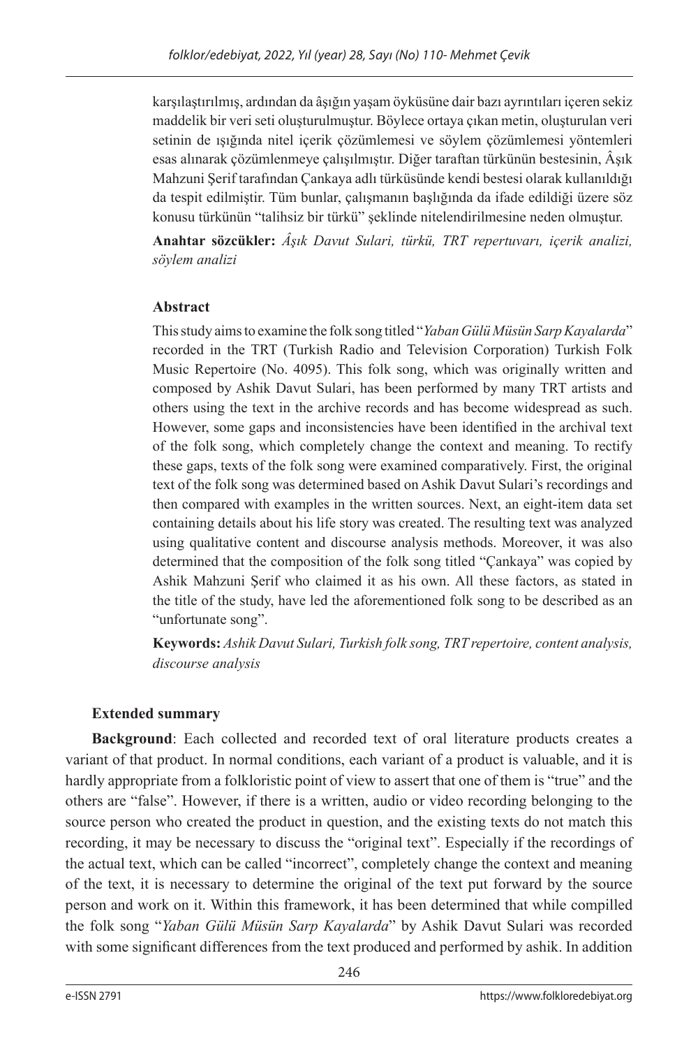karşılaştırılmış, ardından da âşığın yaşam öyküsüne dair bazı ayrıntıları içeren sekiz maddelik bir veri seti oluşturulmuştur. Böylece ortaya çıkan metin, oluşturulan veri setinin de ışığında nitel içerik çözümlemesi ve söylem çözümlemesi yöntemleri esas alınarak çözümlenmeye çalışılmıştır. Diğer taraftan türkünün bestesinin, Âşık Mahzuni Şerif tarafından Çankaya adlı türküsünde kendi bestesi olarak kullanıldığı da tespit edilmiştir. Tüm bunlar, çalışmanın başlığında da ifade edildiği üzere söz konusu türkünün "talihsiz bir türkü" şeklinde nitelendirilmesine neden olmuştur.

**Anahtar sözcükler:** *Âşık Davut Sulari, türkü, TRT repertuvarı, içerik analizi, söylem analizi*

### Abstract

This study aims to examine the folk song titled "*Yaban Gülü Müsün Sarp Kayalarda*" recorded in the TRT (Turkish Radio and Television Corporation) Turkish Folk Music Repertoire (No. 4095). This folk song, which was originally written and composed by Ashik Davut Sulari, has been performed by many TRT artists and others using the text in the archive records and has become widespread as such. However, some gaps and inconsistencies have been identified in the archival text of the folk song, which completely change the context and meaning. To rectify these gaps, texts of the folk song were examined comparatively. First, the original text of the folk song was determined based on Ashik Davut Sulari's recordings and then compared with examples in the written sources. Next, an eight-item data set containing details about his life story was created. The resulting text was analyzed using qualitative content and discourse analysis methods. Moreover, it was also determined that the composition of the folk song titled "Çankaya" was copied by Ashik Mahzuni Şerif who claimed it as his own. All these factors, as stated in the title of the study, have led the aforementioned folk song to be described as an "unfortunate song".

**Keywords:** *Ashik Davut Sulari, Turkish folk song, TRT repertoire, content analysis, discourse analysis*

### Extended summary

**Background**: Each collected and recorded text of oral literature products creates a variant of that product. In normal conditions, each variant of a product is valuable, and it is hardly appropriate from a folkloristic point of view to assert that one of them is "true" and the others are "false". However, if there is a written, audio or video recording belonging to the source person who created the product in question, and the existing texts do not match this recording, it may be necessary to discuss the "original text". Especially if the recordings of the actual text, which can be called "incorrect", completely change the context and meaning of the text, it is necessary to determine the original of the text put forward by the source person and work on it. Within this framework, it has been determined that while compilled the folk song "*Yaban Gülü Müsün Sarp Kayalarda*" by Ashik Davut Sulari was recorded with some significant differences from the text produced and performed by ashik. In addition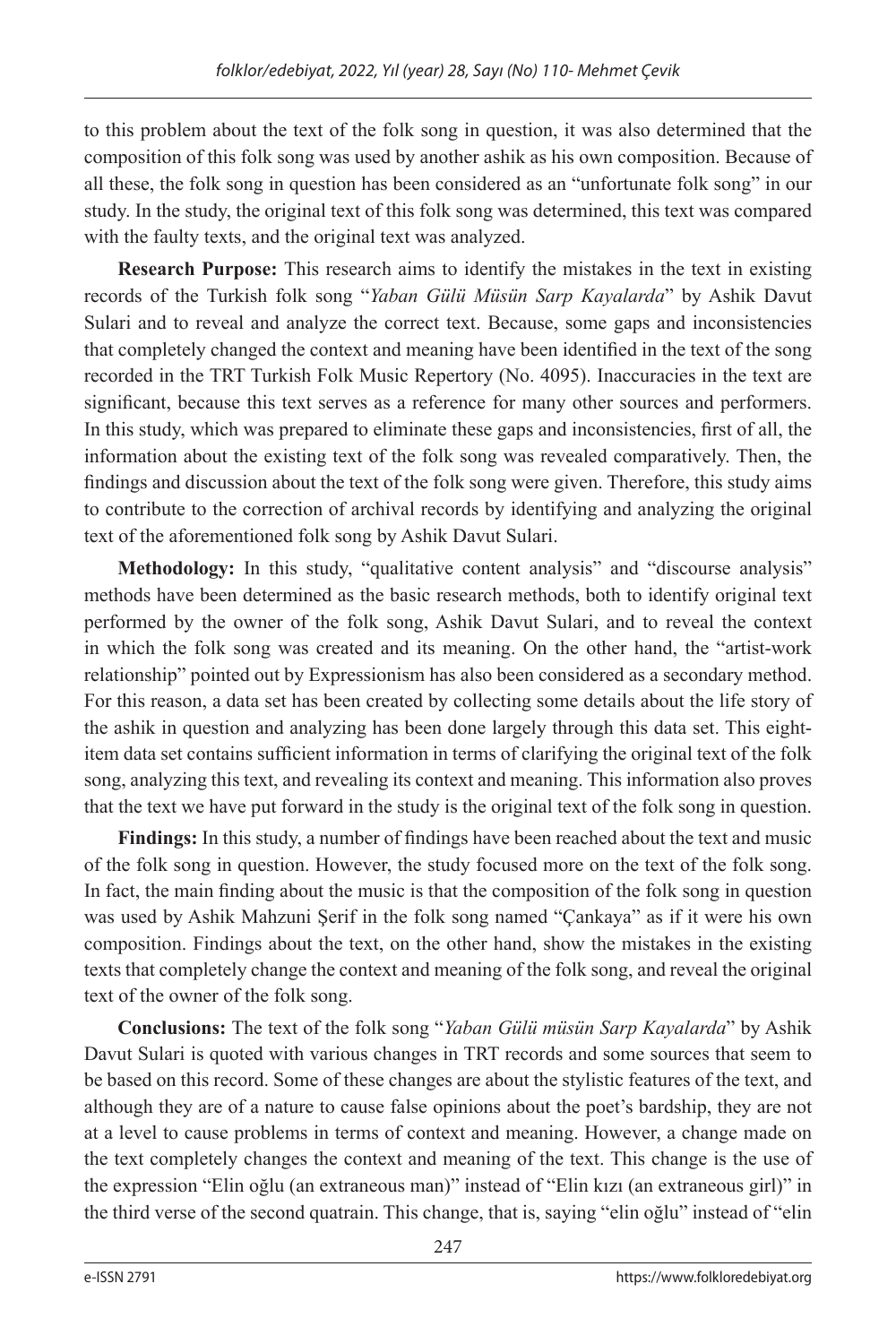to this problem about the text of the folk song in question, it was also determined that the composition of this folk song was used by another ashik as his own composition. Because of all these, the folk song in question has been considered as an "unfortunate folk song" in our study. In the study, the original text of this folk song was determined, this text was compared with the faulty texts, and the original text was analyzed.

**Research Purpose:** This research aims to identify the mistakes in the text in existing records of the Turkish folk song "*Yaban Gülü Müsün Sarp Kayalarda*" by Ashik Davut Sulari and to reveal and analyze the correct text. Because, some gaps and inconsistencies that completely changed the context and meaning have been identified in the text of the song recorded in the TRT Turkish Folk Music Repertory (No. 4095). Inaccuracies in the text are significant, because this text serves as a reference for many other sources and performers. In this study, which was prepared to eliminate these gaps and inconsistencies, first of all, the information about the existing text of the folk song was revealed comparatively. Then, the findings and discussion about the text of the folk song were given. Therefore, this study aims to contribute to the correction of archival records by identifying and analyzing the original text of the aforementioned folk song by Ashik Davut Sulari.

**Methodology:** In this study, "qualitative content analysis" and "discourse analysis" methods have been determined as the basic research methods, both to identify original text performed by the owner of the folk song, Ashik Davut Sulari, and to reveal the context in which the folk song was created and its meaning. On the other hand, the "artist-work relationship" pointed out by Expressionism has also been considered as a secondary method. For this reason, a data set has been created by collecting some details about the life story of the ashik in question and analyzing has been done largely through this data set. This eight-item data set contains sufficient information in terms of clarifying the original text of the folk song, analyzing this text, and revealing its context and meaning. This information also proves that the text we have put forward in the study is the original text of the folk song in question.

**Findings:** In this study, a number of findings have been reached about the text and music of the folk song in question. However, the study focused more on the text of the folk song. In fact, the main finding about the music is that the composition of the folk song in question was used by Ashik Mahzuni Şerif in the folk song named "Çankaya" as if it were his own composition. Findings about the text, on the other hand, show the mistakes in the existing texts that completely change the context and meaning of the folk song, and reveal the original text of the owner of the folk song.

**Conclusions:** The text of the folk song "*Yaban Gülü müsün Sarp Kayalarda*" by Ashik Davut Sulari is quoted with various changes in TRT records and some sources that seem to be based on this record. Some of these changes are about the stylistic features of the text, and although they are of a nature to cause false opinions about the poet's bardship, they are not at a level to cause problems in terms of context and meaning. However, a change made on the text completely changes the context and meaning of the text. This change is the use of the expression "Elin oğlu (an extraneous man)" instead of "Elin kızı (an extraneous girl)" in the third verse of the second quatrain. This change, that is, saying "elin oğlu" instead of "elin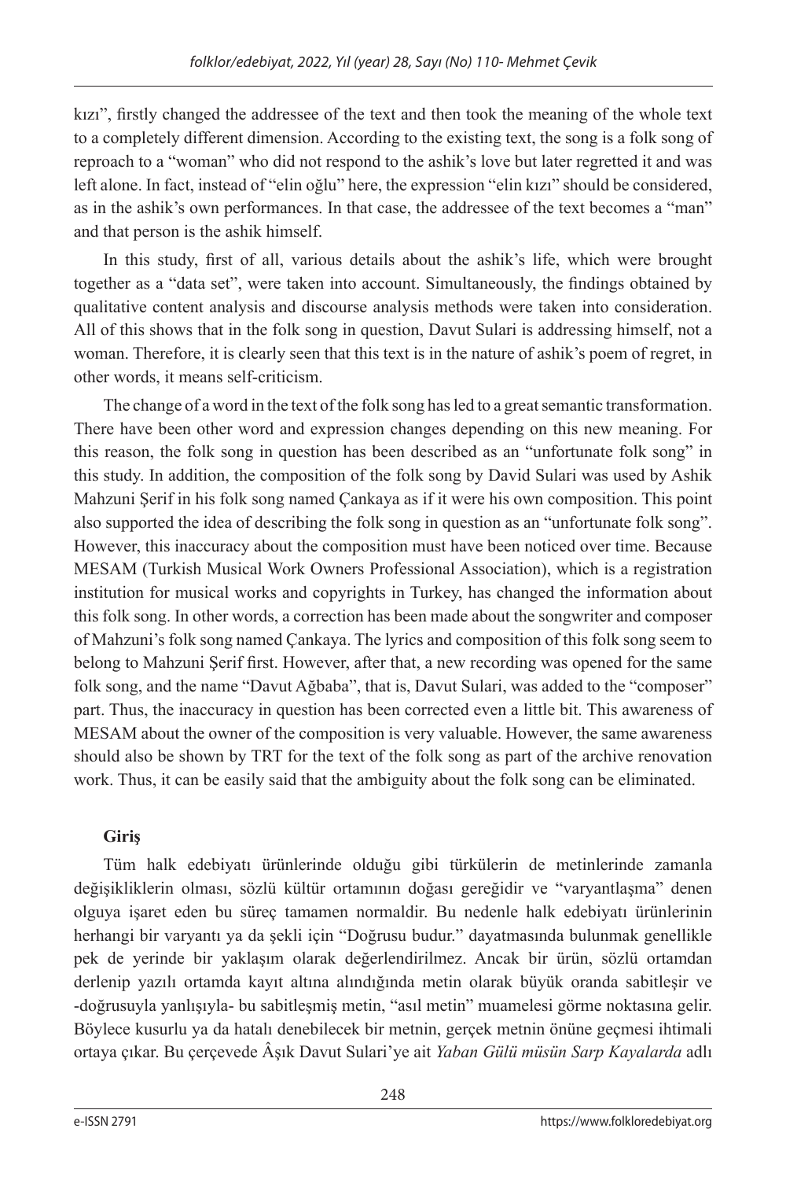kızı", firstly changed the addressee of the text and then took the meaning of the whole text to a completely different dimension. According to the existing text, the song is a folk song of reproach to a "woman" who did not respond to the ashik's love but later regretted it and was left alone. In fact, instead of "elin oğlu" here, the expression "elin kızı" should be considered, as in the ashik's own performances. In that case, the addressee of the text becomes a "man" and that person is the ashik himself.

In this study, first of all, various details about the ashik's life, which were brought together as a "data set", were taken into account. Simultaneously, the findings obtained by qualitative content analysis and discourse analysis methods were taken into consideration. All of this shows that in the folk song in question, Davut Sulari is addressing himself, not a woman. Therefore, it is clearly seen that this text is in the nature of ashik's poem of regret, in other words, it means self-criticism.

The change of a word in the text of the folk song has led to a great semantic transformation. There have been other word and expression changes depending on this new meaning. For this reason, the folk song in question has been described as an "unfortunate folk song" in this study. In addition, the composition of the folk song by David Sulari was used by Ashik Mahzuni Şerif in his folk song named Çankaya as if it were his own composition. This point also supported the idea of describing the folk song in question as an "unfortunate folk song". However, this inaccuracy about the composition must have been noticed over time. Because MESAM (Turkish Musical Work Owners Professional Association), which is a registration institution for musical works and copyrights in Turkey, has changed the information about this folk song. In other words, a correction has been made about the songwriter and composer of Mahzuni's folk song named Çankaya. The lyrics and composition of this folk song seem to belong to Mahzuni Şerif first. However, after that, a new recording was opened for the same folk song, and the name "Davut Ağbaba", that is, Davut Sulari, was added to the "composer" part. Thus, the inaccuracy in question has been corrected even a little bit. This awareness of MESAM about the owner of the composition is very valuable. However, the same awareness should also be shown by TRT for the text of the folk song as part of the archive renovation work. Thus, it can be easily said that the ambiguity about the folk song can be eliminated.

## Giriş

Tüm halk edebiyatı ürünlerinde olduğu gibi türkülerin de metinlerinde zamanla değişikliklerin olması, sözlü kültür ortamının doğası gereğidir ve "varyantlaşma" denen olguya işaret eden bu süreç tamamen normaldir. Bu nedenle halk edebiyatı ürünlerinin herhangi bir varyantı ya da şekli için "Doğrusu budur." dayatmasında bulunmak genellikle pek de yerinde bir yaklaşım olarak değerlendirilmez. Ancak bir ürün, sözlü ortamdan derlenip yazılı ortamda kayıt altına alındığında metin olarak büyük oranda sabitleşir ve -doğrusuyla yanlışıyla- bu sabitleşmiş metin, "asıl metin" muamelesi görme noktasına gelir. Böylece kusurlu ya da hatalı denebilecek bir metnin, gerçek metnin önüne geçmesi ihtimali ortaya çıkar. Bu çerçevede Âşık Davut Sulari'ye ait *Yaban Gülü müsün Sarp Kayalarda* adlı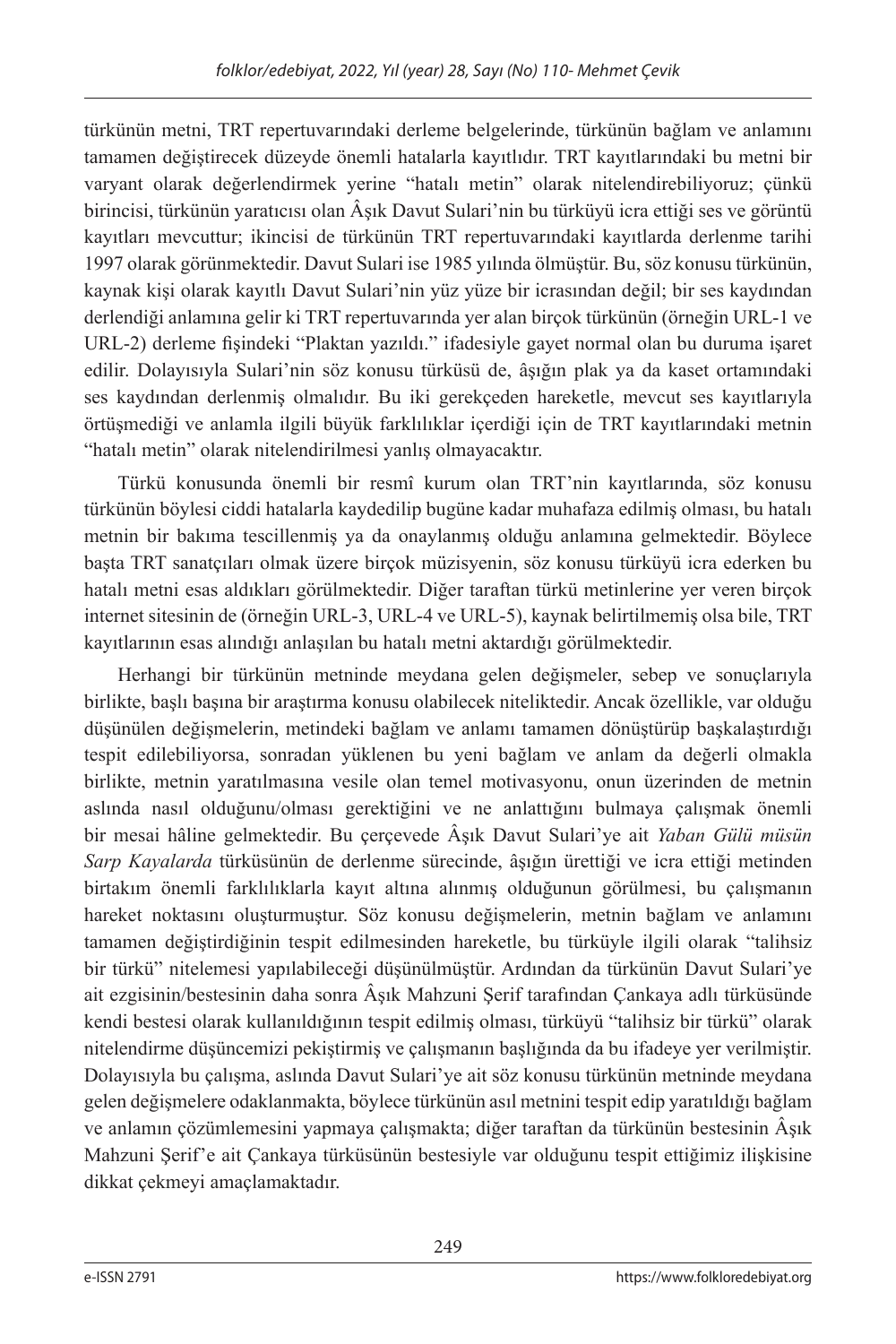türkünün metni, TRT repertuvarındaki derleme belgelerinde, türkünün bağlam ve anlamını tamamen değiştirecek düzeyde önemli hatalarla kayıtlıdır. TRT kayıtlarındaki bu metni bir varyant olarak değerlendirmek yerine "hatalı metin" olarak nitelendirebiliyoruz; çünkü birincisi, türkünün yaratıcısı olan Âşık Davut Sulari'nin bu türküyü icra ettiği ses ve görüntü kayıtları mevcuttur; ikincisi de türkünün TRT repertuvarındaki kayıtlarda derlenme tarihi 1997 olarak görünmektedir. Davut Sulari ise 1985 yılında ölmüştür. Bu, söz konusu türkünün, kaynak kişi olarak kayıtlı Davut Sulari'nin yüz yüze bir icrasından değil; bir ses kaydından derlendiği anlamına gelir ki TRT repertuvarında yer alan birçok türkünün (örneğin URL-1 ve URL-2) derleme fişindeki "Plaktan yazıldı." ifadesiyle gayet normal olan bu duruma işaret edilir. Dolayısıyla Sulari'nin söz konusu türküsü de, âşığın plak ya da kaset ortamındaki ses kaydından derlenmiş olmalıdır. Bu iki gerekçeden hareketle, mevcut ses kayıtlarıyla örtüşmediği ve anlamla ilgili büyük farklılıklar içerdiği için de TRT kayıtlarındaki metnin "hatalı metin" olarak nitelendirilmesi yanlış olmayacaktır.

Türkü konusunda önemli bir resmî kurum olan TRT'nin kayıtlarında, söz konusu türkünün böylesi ciddi hatalarla kaydedilip bugüne kadar muhafaza edilmiş olması, bu hatalı metnin bir bakıma tescillenmiş ya da onaylanmış olduğu anlamına gelmektedir. Böylece başta TRT sanatçıları olmak üzere birçok müzisyenin, söz konusu türküyü icra ederken bu hatalı metni esas aldıkları görülmektedir. Diğer taraftan türkü metinlerine yer veren birçok internet sitesinin de (örneğin URL-3, URL-4 ve URL-5), kaynak belirtilmemiş olsa bile, TRT kayıtlarının esas alındığı anlaşılan bu hatalı metni aktardığı görülmektedir.

Herhangi bir türkünün metninde meydana gelen değişmeler, sebep ve sonuçlarıyla birlikte, başlı başına bir araştırma konusu olabilecek niteliktedir. Ancak özellikle, var olduğu düşünülen değişmelerin, metindeki bağlam ve anlamı tamamen dönüştürüp başkalaştırdığı tespit edilebiliyorsa, sonradan yüklenen bu yeni bağlam ve anlam da değerli olmakla birlikte, metnin yaratılmasına vesile olan temel motivasyonu, onun üzerinden de metnin aslında nasıl olduğunu/olması gerektiğini ve ne anlattığını bulmaya çalışmak önemli bir mesai hâline gelmektedir. Bu çerçevede Âşık Davut Sulari'ye ait *Yaban Gülü müsün Sarp Kayalarda* türküsünün de derlenme sürecinde, âşığın ürettiği ve icra ettiği metinden birtakım önemli farklılıklarla kayıt altına alınmış olduğunun görülmesi, bu çalışmanın hareket noktasını oluşturmuştur. Söz konusu değişmelerin, metnin bağlam ve anlamını tamamen değiştirdiğinin tespit edilmesinden hareketle, bu türküyle ilgili olarak "talihsiz bir türkü" nitelemesi yapılabileceği düşünülmüştür. Ardından da türkünün Davut Sulari'ye ait ezgisinin/bestesinin daha sonra Âşık Mahzuni Şerif tarafından Çankaya adlı türküsünde kendi bestesi olarak kullanıldığının tespit edilmiş olması, türküyü "talihsiz bir türkü" olarak nitelendirme düşüncemizi pekiştirmiş ve çalışmanın başlığında da bu ifadeye yer verilmiştir. Dolayısıyla bu çalışma, aslında Davut Sulari'ye ait söz konusu türkünün metninde meydana gelen değişmelere odaklanmakta, böylece türkünün asıl metnini tespit edip yaratıldığı bağlam ve anlamın çözümlemesini yapmaya çalışmakta; diğer taraftan da türkünün bestesinin Âşık Mahzuni Şerif'e ait Çankaya türküsünün bestesiyle var olduğunu tespit ettiğimiz ilişkisine dikkat çekmeyi amaçlamaktadır.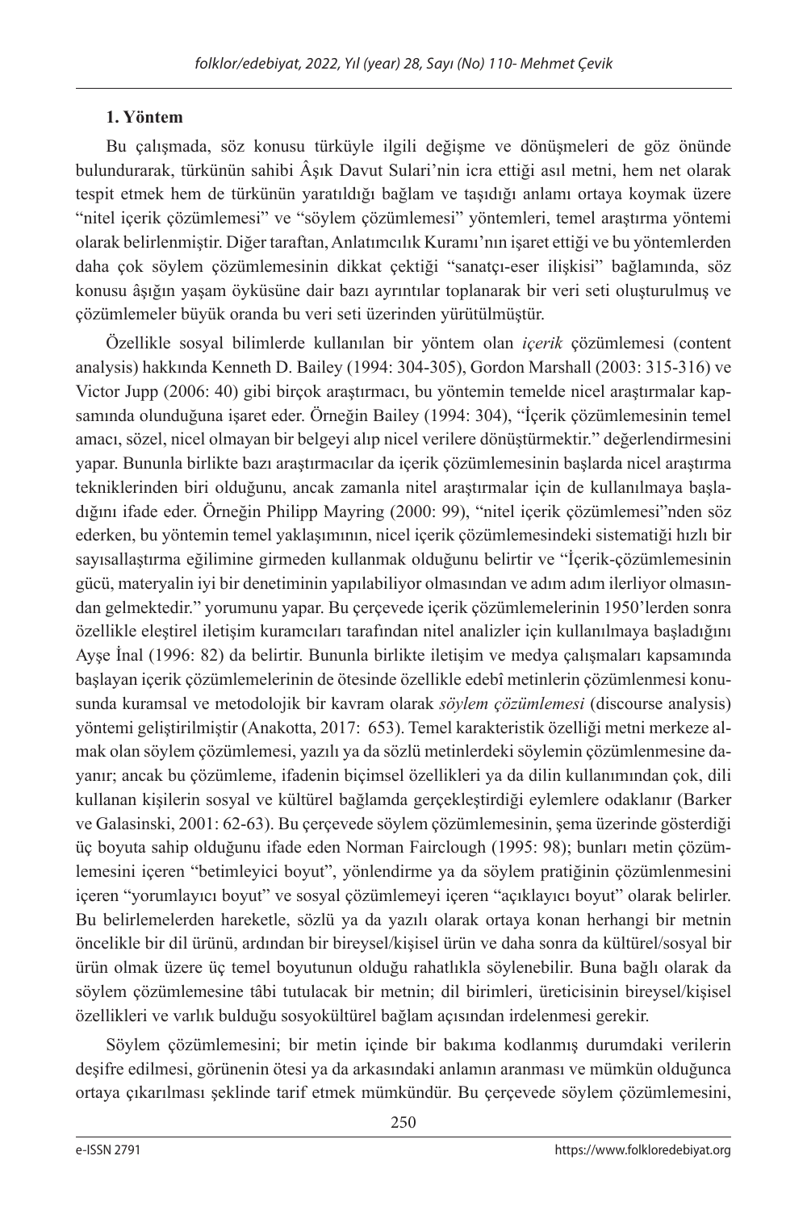## 1. Yöntem

Bu çalışmada, söz konusu türküyle ilgili değişme ve dönüşmeleri de göz önünde bulundurarak, türkünün sahibi Âşık Davut Sulari'nin icra ettiği asıl metni, hem net olarak tespit etmek hem de türkünün yaratıldığı bağlam ve taşıdığı anlamı ortaya koymak üzere "nitel içerik çözümlemesi" ve "söylem çözümlemesi" yöntemleri, temel araştırma yöntemi olarak belirlenmiştir. Diğer taraftan, Anlatımcılık Kuramı'nın işaret ettiği ve bu yöntemlerden daha çok söylem çözümlemesinin dikkat çektiği "sanatçı-eser ilişkisi" bağlamında, söz konusu âşığın yaşam öyküsüne dair bazı ayrıntılar toplanarak bir veri seti oluşturulmuş ve çözümlemeler büyük oranda bu veri seti üzerinden yürütülmüştür.

Özellikle sosyal bilimlerde kullanılan bir yöntem olan *içerik* çözümlemesi (content analysis) hakkında Kenneth D. Bailey (1994: 304-305), Gordon Marshall (2003: 315-316) ve Victor Jupp (2006: 40) gibi birçok araştırmacı, bu yöntemin temelde nicel araştırmalar kapsamında olunduğuna işaret eder. Örneğin Bailey (1994: 304), "İçerik çözümlemesinin temel amacı, sözel, nicel olmayan bir belgeyi alıp nicel verilere dönüştürmektir." değerlendirmesini yapar. Bununla birlikte bazı araştırmacılar da içerik çözümlemesinin başlarda nicel araştırma tekniklerinden biri olduğunu, ancak zamanla nitel araştırmalar için de kullanılmaya başladığını ifade eder. Örneğin Philipp Mayring (2000: 99), "nitel içerik çözümlemesi"nden söz ederken, bu yöntemin temel yaklaşımının, nicel içerik çözümlemesindeki sistematiği hızlı bir sayısallaştırma eğilimine girmeden kullanmak olduğunu belirtir ve "İçerik-çözümlemesinin gücü, materyalin iyi bir denetiminin yapılabiliyor olmasından ve adım adım ilerliyor olmasından gelmektedir." yorumunu yapar. Bu çerçevede içerik çözümlemelerinin 1950'lerden sonra özellikle eleştirel iletişim kuramcıları tarafından nitel analizler için kullanılmaya başladığını Ayşe İnal (1996: 82) da belirtir. Bununla birlikte iletişim ve medya çalışmaları kapsamında başlayan içerik çözümlemelerinin de ötesinde özellikle edebî metinlerin çözümlenmesi konusunda kuramsal ve metodolojik bir kavram olarak *söylem çözümlemesi* (discourse analysis) yöntemi geliştirilmiştir (Anakotta, 2017: 653). Temel karakteristik özelliği metni merkeze almak olan söylem çözümlemesi, yazılı ya da sözlü metinlerdeki söylemin çözümlenmesine dayanır; ancak bu çözümleme, ifadenin biçimsel özellikleri ya da dilin kullanımından çok, dili kullanan kişilerin sosyal ve kültürel bağlamda gerçekleştirdiği eylemlere odaklanır (Barker ve Galasinski, 2001: 62-63). Bu çerçevede söylem çözümlemesinin, şema üzerinde gösterdiği üç boyuta sahip olduğunu ifade eden Norman Fairclough (1995: 98); bunları metin çözümlemesini içeren "betimleyici boyut", yönlendirme ya da söylem pratiğinin çözümlenmesini içeren "yorumlayıcı boyut" ve sosyal çözümlemeyi içeren "açıklayıcı boyut" olarak belirler. Bu belirlemelerden hareketle, sözlü ya da yazılı olarak ortaya konan herhangi bir metnin öncelikle bir dil ürünü, ardından bir bireysel/kişisel ürün ve daha sonra da kültürel/sosyal bir ürün olmak üzere üç temel boyutunun olduğu rahatlıkla söylenebilir. Buna bağlı olarak da söylem çözümlemesine tâbi tutulacak bir metnin; dil birimleri, üreticisinin bireysel/kişisel özellikleri ve varlık bulduğu sosyokültürel bağlam açısından irdelenmesi gerekir.

Söylem çözümlemesini; bir metin içinde bir bakıma kodlanmış durumdaki verilerin deşifre edilmesi, görünenin ötesi ya da arkasındaki anlamın aranması ve mümkün olduğunca ortaya çıkarılması şeklinde tarif etmek mümkündür. Bu çerçevede söylem çözümlemesini,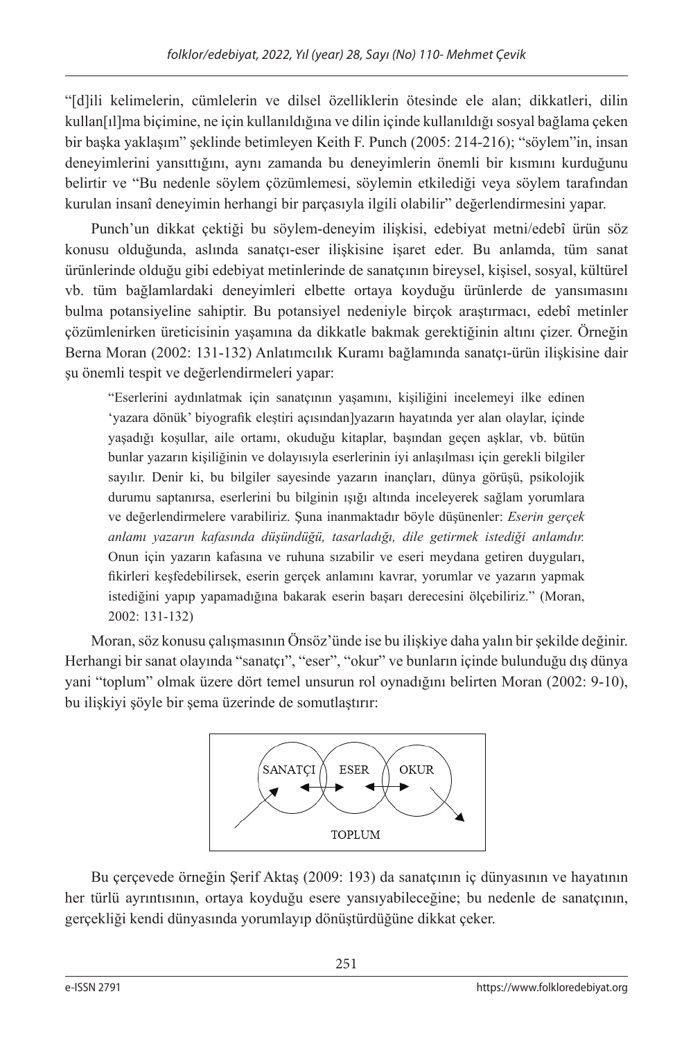"[d]ili kelimelerin, cümlelerin ve dilsel özelliklerin ötesinde ele alan; dikkatleri, dilin kullan[ıl]ma biçimine, ne için kullanıldığına ve dilin içinde kullanıldığı sosyal bağlama çeken bir başka yaklaşım" şeklinde betimleyen Keith F. Punch (2005: 214-216); "söylem"in, insan deneyimlerini yansıttığını, aynı zamanda bu deneyimlerin önemli bir kısmını kurduğunu belirtir ve "Bu nedenle söylem çözümlemesi, söylemin etkilediği veya söylem tarafından kurulan insanî deneyimin herhangi bir parçasıyla ilgili olabilir" değerlendirmesini yapar.

Punch'un dikkat çektiği bu söylem-deneyim ilişkisi, edebiyat metni/edebî ürün söz konusu olduğunda, aslında sanatçı-eser ilişkisine işaret eder. Bu anlamda, tüm sanat ürünlerinde olduğu gibi edebiyat metinlerinde de sanatçının bireysel, kişisel, sosyal, kültürel vb. tüm bağlamlardaki deneyimleri elbette ortaya koyduğu ürünlerde de yansımasını bulma potansiyeline sahiptir. Bu potansiyel nedeniyle birçok araştırmacı, edebî metinler çözümlenirken üreticisinin yaşamına da dikkatle bakmak gerektiğinin altını çizer. Örneğin Berna Moran (2002: 131-132) Anlatımcılık Kuramı bağlamında sanatçı-ürün ilişkisine dair şu önemli tespit ve değerlendirmeleri yapar:

> "Eserlerini aydınlatmak için sanatçının yaşamını, kişiliğini incelemeyi ilke edinen 'yazara dönük' biyografik eleştiri açısından]yazarın hayatında yer alan olaylar, içinde yaşadığı koşullar, aile ortamı, okuduğu kitaplar, başından geçen aşklar, vb. bütün bunlar yazarın kişiliğinin ve dolayısıyla eserlerinin iyi anlaşılması için gerekli bilgiler sayılır. Denir ki, bu bilgiler sayesinde yazarın inançları, dünya görüşü, psikolojik durumu saptanırsa, eserlerini bu bilginin ışığı altında inceleyerek sağlam yorumlara ve değerlendirmelere varabiliriz. Şuna inanmaktadır böyle düşünenler: *Eserin gerçek anlamı yazarın kafasında düşündüğü, tasarladığı, dile getirmek istediği anlamdır.* Onun için yazarın kafasına ve ruhuna sızabilir ve eseri meydana getiren duyguları, fikirleri keşfedebilirsek, eserin gerçek anlamını kavrar, yorumlar ve yazarın yapmak istediğini yapıp yapamadığına bakarak eserin başarı derecesini ölçebiliriz." (Moran, 2002: 131-132)

Moran, söz konusu çalışmasının Önsöz'ünde ise bu ilişkiye daha yalın bir şekilde değinir. Herhangi bir sanat olayında "sanatçı", "eser", "okur" ve bunların içinde bulunduğu dış dünya yani "toplum" olmak üzere dört temel unsurun rol oynadığını belirten Moran (2002: 9-10), bu ilişkiyi şöyle bir şema üzerinde de somutlaştırır:

SANATÇI ↔ ESER ↔ OKUR

TOPLUM

Bu çerçevede örneğin Şerif Aktaş (2009: 193) da sanatçının iç dünyasının ve hayatının her türlü ayrıntısının, ortaya koyduğu esere yansıyabileceğine; bu nedenle de sanatçının, gerçekliği kendi dünyasında yorumlayıp dönüştürdüğüne dikkat çeker.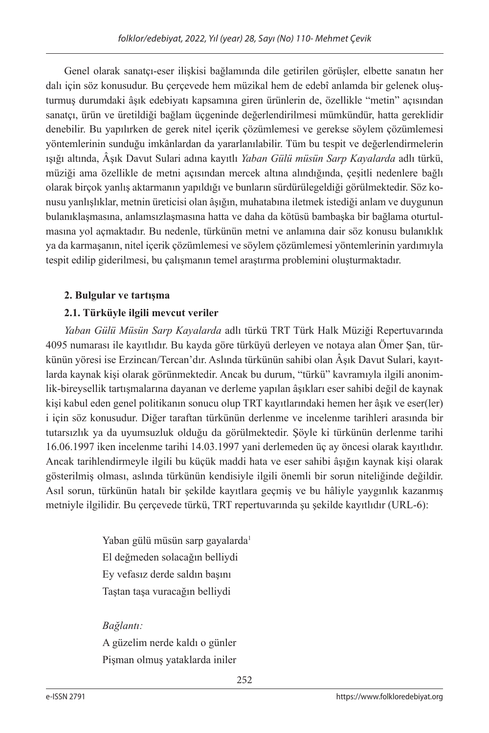Genel olarak sanatçı-eser ilişkisi bağlamında dile getirilen görüşler, elbette sanatın her dalı için söz konusudur. Bu çerçevede hem müzikal hem de edebî anlamda bir gelenek oluşturmuş durumdaki âşık edebiyatı kapsamına giren ürünlerin de, özellikle "metin" açısından sanatçı, ürün ve üretildiği bağlam üçgeninde değerlendirilmesi mümkündür, hatta gereklidir denebilir. Bu yapılırken de gerek nitel içerik çözümlemesi ve gerekse söylem çözümlemesi yöntemlerinin sunduğu imkânlardan da yararlanılabilir. Tüm bu tespit ve değerlendirmelerin ışığı altında, Âşık Davut Sulari adına kayıtlı *Yaban Gülü müsün Sarp Kayalarda* adlı türkü, müziği ama özellikle de metni açısından mercek altına alındığında, çeşitli nedenlere bağlı olarak birçok yanlış aktarmanın yapıldığı ve bunların sürdürülegeldiği görülmektedir. Söz konusu yanlışlıklar, metnin üreticisi olan âşığın, muhatabına iletmek istediği anlam ve duygunun bulanıklaşmasına, anlamsızlaşmasına hatta ve daha da kötüsü bambaşka bir bağlama oturtulmasına yol açmaktadır. Bu nedenle, türkünün metni ve anlamına dair söz konusu bulanıklık ya da karmaşanın, nitel içerik çözümlemesi ve söylem çözümlemesi yöntemlerinin yardımıyla tespit edilip giderilmesi, bu çalışmanın temel araştırma problemini oluşturmaktadır.

## 2. Bulgular ve tartışma

### 2.1. Türküyle ilgili mevcut veriler

*Yaban Gülü Müsün Sarp Kayalarda* adlı türkü TRT Türk Halk Müziği Repertuvarında 4095 numarası ile kayıtlıdır. Bu kayda göre türküyü derleyen ve notaya alan Ömer Şan, türkünün yöresi ise Erzincan/Tercan'dır. Aslında türkünün sahibi olan Âşık Davut Sulari, kayıtlarda kaynak kişi olarak görünmektedir. Ancak bu durum, "türkü" kavramıyla ilgili anonimlik-bireysellik tartışmalarına dayanan ve derleme yapılan âşıkları eser sahibi değil de kaynak kişi kabul eden genel politikanın sonucu olup TRT kayıtlarındaki hemen her âşık ve eser(ler) i için söz konusudur. Diğer taraftan türkünün derlenme ve incelenme tarihleri arasında bir tutarsızlık ya da uyumsuzluk olduğu da görülmektedir. Şöyle ki türkünün derlenme tarihi 16.06.1997 iken incelenme tarihi 14.03.1997 yani derlemeden üç ay öncesi olarak kayıtlıdır. Ancak tarihlendirmeyle ilgili bu küçük maddi hata ve eser sahibi âşığın kaynak kişi olarak gösterilmiş olması, aslında türkünün kendisiyle ilgili önemli bir sorun niteliğinde değildir. Asıl sorun, türkünün hatalı bir şekilde kayıtlara geçmiş ve bu hâliyle yaygınlık kazanmış metniyle ilgilidir. Bu çerçevede türkü, TRT repertuvarında şu şekilde kayıtlıdır (URL-6):

> Yaban gülü müsün sarp gayalarda[1]
> El değmeden solacağın belliydi
> Ey vefasız derde saldın başını
> Taştan taşa vuracağın belliydi
>
> *Bağlantı:*
> A güzelim nerde kaldı o günler
> Pişman olmuş yataklarda iniler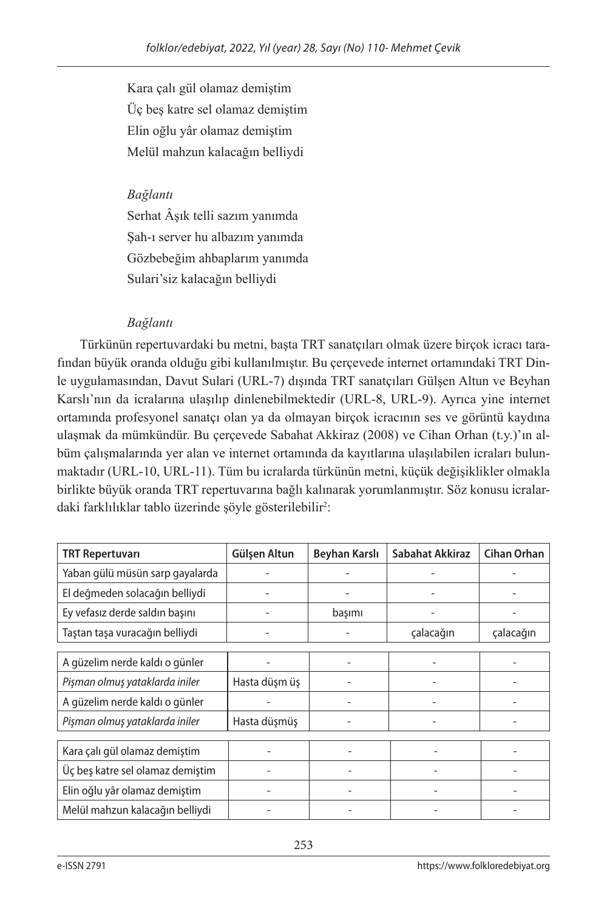Kara çalı gül olamaz demiştim  
Üç beş katre sel olamaz demiştim  
Elin oğlu yâr olamaz demiştim  
Melül mahzun kalacağın belliydi

*Bağlantı*  
Serhat Âşık telli sazım yanımda  
Şah-ı server hu albazım yanımda  
Gözbebeğim ahbaplarım yanımda  
Sulari'siz kalacağın belliydi

*Bağlantı*

Türkünün repertuvardaki bu metni, başta TRT sanatçıları olmak üzere birçok icracı tarafından büyük oranda olduğu gibi kullanılmıştır. Bu çerçevede internet ortamındaki TRT Dinle uygulamasından, Davut Sulari (URL-7) dışında TRT sanatçıları Gülşen Altun ve Beyhan Karslı'nın da icralarına ulaşılıp dinlenebilmektedir (URL-8, URL-9). Ayrıca yine internet ortamında profesyonel sanatçı olan ya da olmayan birçok icracının ses ve görüntü kaydına ulaşmak da mümkündür. Bu çerçevede Sabahat Akkiraz (2008) ve Cihan Orhan (t.y.)'ın albüm çalışmalarında yer alan ve internet ortamında da kayıtlarına ulaşılabilen icraları bulunmaktadır (URL-10, URL-11). Tüm bu icralarda türkünün metni, küçük değişiklikler olmakla birlikte büyük oranda TRT repertuvarına bağlı kalınarak yorumlanmıştır. Söz konusu icralardaki farklılıklar tablo üzerinde şöyle gösterilebilir[2]:

| TRT Repertuvarı | Gülşen Altun | Beyhan Karslı | Sabahat Akkiraz | Cihan Orhan |
|---|---|---|---|---|
| Yaban gülü müsün sarp gayalarda | - | - | - | - |
| El değmeden solacağın belliydi | - | - | - | - |
| Ey vefasız derde saldın başını | - | başımı | - | - |
| Taştan taşa vuracağın belliydi | - | - | çalacağın | çalacağın |
| A güzelim nerde kaldı o günler | - | - | - | - |
| *Pişman olmuş yataklarda iniler* | Hasta düş üş | - | - | - |
| A güzelim nerde kaldı o günler | - | - | - | - |
| *Pişman olmuş yataklarda iniler* | Hasta düşmüş | - | - | - |
| Kara çalı gül olamaz demiştim | - | - | - | - |
| Üç beş katre sel olamaz demiştim | - | - | - | - |
| Elin oğlu yâr olamaz demiştim | - | - | - | - |
| Melül mahzun kalacağın belliydi | - | - | - | - |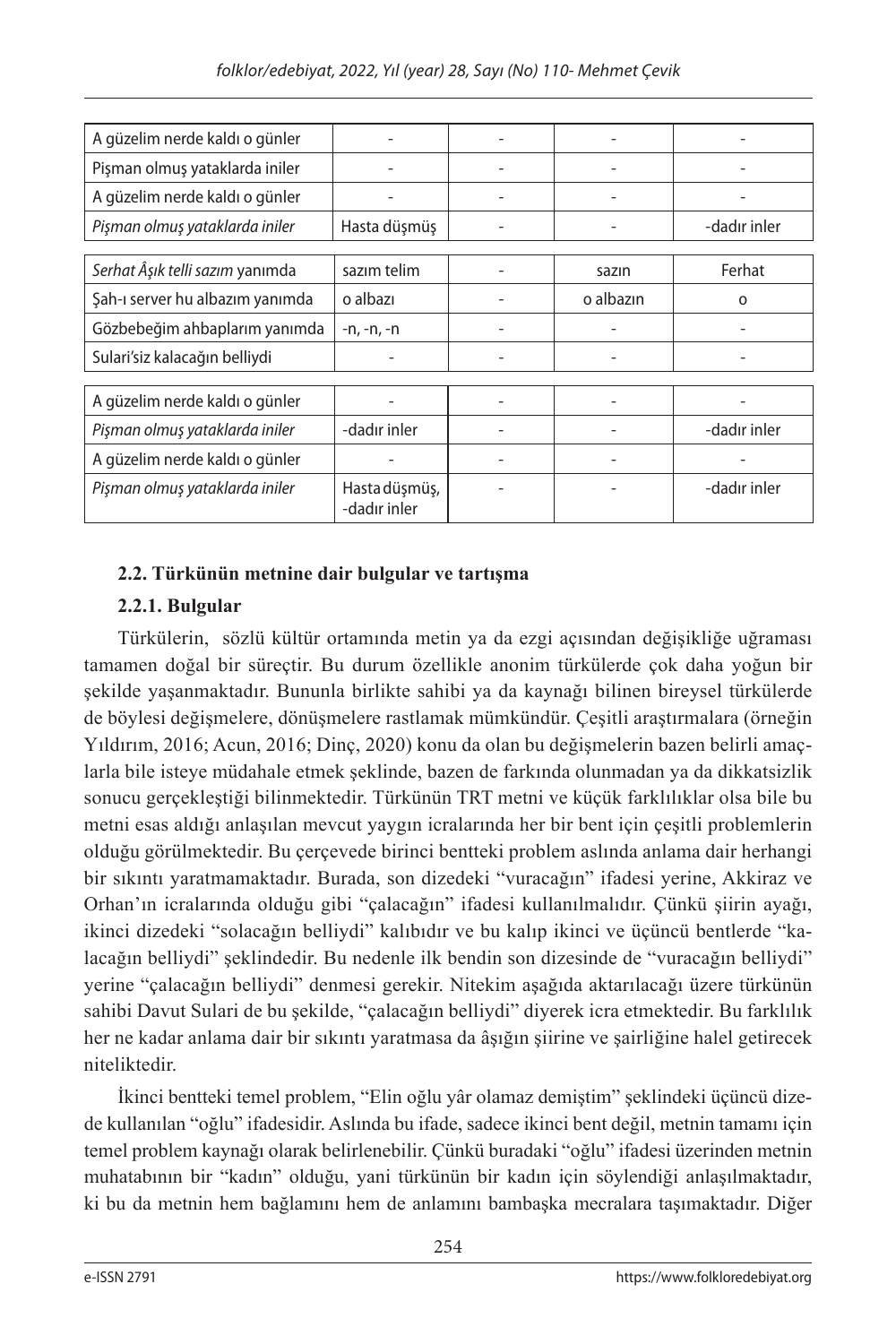| | | | | |
|---|---|---|---|---|
| A güzelim nerde kaldı o günler | - | - | - | - |
| Pişman olmuş yataklarda iniler | - | - | - | - |
| A güzelim nerde kaldı o günler | - | - | - | - |
| *Pişman olmuş yataklarda iniler* | Hasta düşmüş | - | - | -dadır inler |
| *Serhat Âşık telli sazım* yanımda | sazım telim | - | sazın | Ferhat |
| Şah-ı server hu albazım yanımda | o albazı | - | o albazın | o |
| Gözbebeğim ahbaplarım yanımda | -n, -n, -n | - | - | - |
| Sulari'siz kalacağın belliydi | - | - | - | - |
| A güzelim nerde kaldı o günler | - | - | - | - |
| *Pişman olmuş yataklarda iniler* | -dadır inler | - | - | -dadır inler |
| A güzelim nerde kaldı o günler | - | - | - | - |
| *Pişman olmuş yataklarda iniler* | Hasta düşmüş, -dadır inler | - | - | -dadır inler |

### 2.2. Türkünün metnine dair bulgular ve tartışma

#### 2.2.1. Bulgular

Türkülerin, sözlü kültür ortamında metin ya da ezgi açısından değişikliğe uğraması tamamen doğal bir süreçtir. Bu durum özellikle anonim türkülerde çok daha yoğun bir şekilde yaşanmaktadır. Bununla birlikte sahibi ya da kaynağı bilinen bireysel türkülerde de böylesi değişmelere, dönüşmelere rastlamak mümkündür. Çeşitli araştırmalara (örneğin Yıldırım, 2016; Acun, 2016; Dinç, 2020) konu da olan bu değişmelerin bazen belirli amaçlarla bile isteye müdahale etmek şeklinde, bazen de farkında olunmadan ya da dikkatsizlik sonucu gerçekleştiği bilinmektedir. Türkünün TRT metni ve küçük farklılıklar olsa bile bu metni esas aldığı anlaşılan mevcut yaygın icralarında her bir bent için çeşitli problemlerin olduğu görülmektedir. Bu çerçevede birinci bentteki problem aslında anlama dair herhangi bir sıkıntı yaratmamaktadır. Burada, son dizedeki "vuracağın" ifadesi yerine, Akkiraz ve Orhan'ın icralarında olduğu gibi "çalacağın" ifadesi kullanılmalıdır. Çünkü şiirin ayağı, ikinci dizedeki "solacağın belliydi" kalıbıdır ve bu kalıp ikinci ve üçüncü bentlerde "kalacağın belliydi" şeklindedir. Bu nedenle ilk bendin son dizesinde de "vuracağın belliydi" yerine "çalacağın belliydi" denmesi gerekir. Nitekim aşağıda aktarılacağı üzere türkünün sahibi Davut Sulari de bu şekilde, "çalacağın belliydi" diyerek icra etmektedir. Bu farklılık her ne kadar anlama dair bir sıkıntı yaratmasa da âşığın şiirine ve şairliğine halel getirecek niteliktedir.

İkinci bentteki temel problem, "Elin oğlu yâr olamaz demiştim" şeklindeki üçüncü dizede kullanılan "oğlu" ifadesidir. Aslında bu ifade, sadece ikinci bent değil, metnin tamamı için temel problem kaynağı olarak belirlenebilir. Çünkü buradaki "oğlu" ifadesi üzerinden metnin muhatabının bir "kadın" olduğu, yani türkünün bir kadın için söylendiği anlaşılmaktadır, ki bu da metnin hem bağlamını hem de anlamını bambaşka mecralara taşımaktadır. Diğer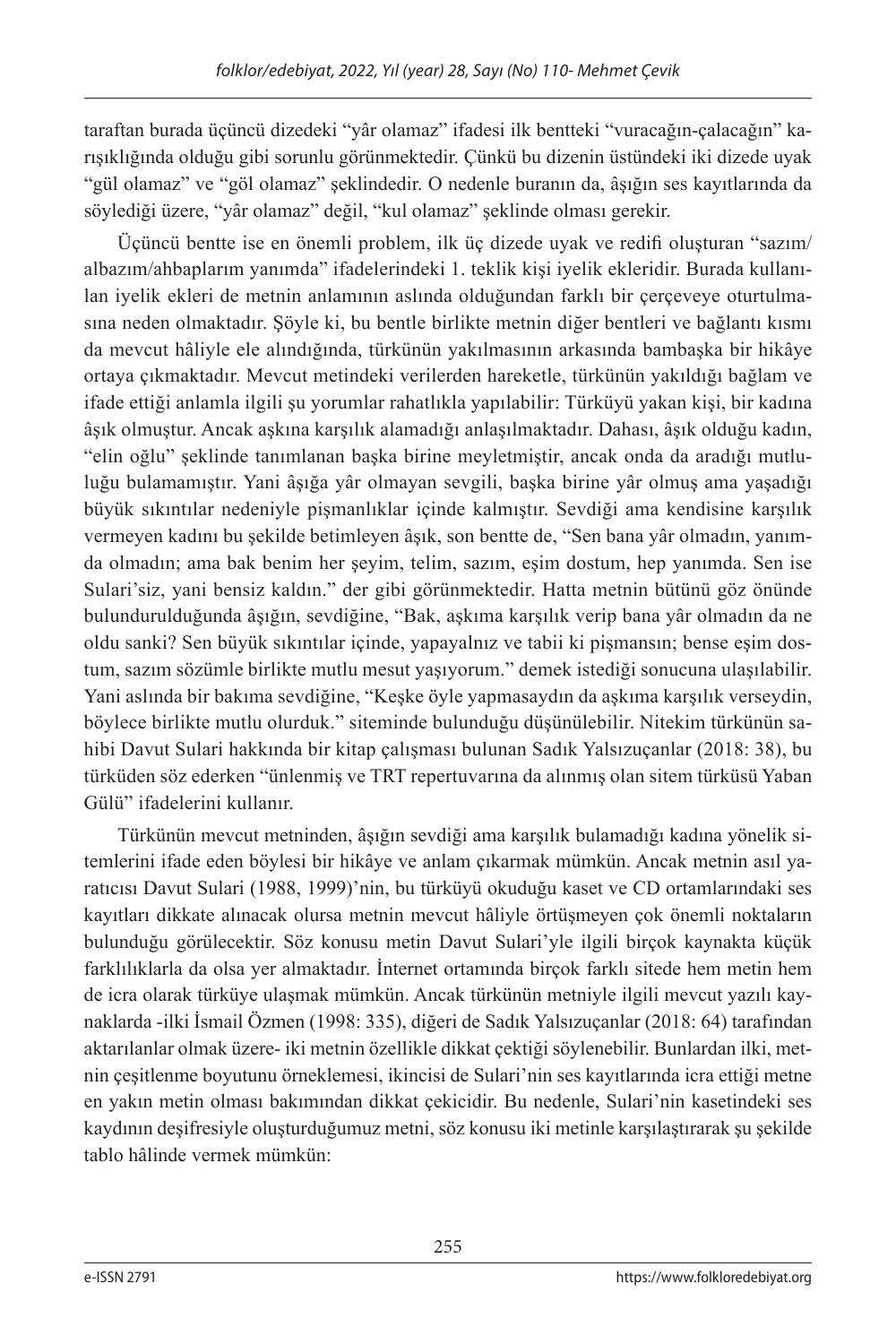taraftan burada üçüncü dizedeki "yâr olamaz" ifadesi ilk bentteki "vuracağın-çalacağın" karışıklığında olduğu gibi sorunlu görünmektedir. Çünkü bu dizenin üstündeki iki dizede uyak "gül olamaz" ve "göl olamaz" şeklindedir. O nedenle buranın da, âşığın ses kayıtlarında da söylediği üzere, "yâr olamaz" değil, "kul olamaz" şeklinde olması gerekir.

Üçüncü bentte ise en önemli problem, ilk üç dizede uyak ve redifi oluşturan "sazım/albazım/ahbaplarım yanımda" ifadelerindeki 1. teklik kişi iyelik ekleridir. Burada kullanılan iyelik ekleri de metnin anlamının aslında olduğundan farklı bir çerçeveye oturtulmasına neden olmaktadır. Şöyle ki, bu bentle birlikte metnin diğer bentleri ve bağlantı kısmı da mevcut hâliyle ele alındığında, türkünün yakılmasının arkasında bambaşka bir hikâye ortaya çıkmaktadır. Mevcut metindeki verilerden hareketle, türkünün yakıldığı bağlam ve ifade ettiği anlamla ilgili şu yorumlar rahatlıkla yapılabilir: Türküyü yakan kişi, bir kadına âşık olmuştur. Ancak aşkına karşılık alamadığı anlaşılmaktadır. Dahası, âşık olduğu kadın, "elin oğlu" şeklinde tanımlanan başka birine meyletmiştir, ancak onda da aradığı mutluluğu bulamamıştır. Yani âşığa yâr olmayan sevgili, başka birine yâr olmuş ama yaşadığı büyük sıkıntılar nedeniyle pişmanlıklar içinde kalmıştır. Sevdiği ama kendisine karşılık vermeyen kadını bu şekilde betimleyen âşık, son bentte de, "Sen bana yâr olmadın, yanımda olmadın; ama bak benim her şeyim, telim, sazım, eşim dostum, hep yanımda. Sen ise Sulari'siz, yani bensiz kaldın." der gibi görünmektedir. Hatta metnin bütünü göz önünde bulundurulduğunda âşığın, sevdiğine, "Bak, aşkıma karşılık verip bana yâr olmadın da ne oldu sanki? Sen büyük sıkıntılar içinde, yapayalnız ve tabii ki pişmansın; bense eşim dostum, sazım sözümle birlikte mutlu mesut yaşıyorum." demek istediği sonucuna ulaşılabilir. Yani aslında bir bakıma sevdiğine, "Keşke öyle yapmasaydın da aşkıma karşılık verseydin, böylece birlikte mutlu olurduk." siteminde bulunduğu düşünülebilir. Nitekim türkünün sahibi Davut Sulari hakkında bir kitap çalışması bulunan Sadık Yalsızuçanlar (2018: 38), bu türküden söz ederken "ünlenmiş ve TRT repertuvarına da alınmış olan sitem türküsü Yaban Gülü" ifadelerini kullanır.

Türkünün mevcut metninden, âşığın sevdiği ama karşılık bulamadığı kadına yönelik sitemlerini ifade eden böylesi bir hikâye ve anlam çıkarmak mümkün. Ancak metnin asıl yaratıcısı Davut Sulari (1988, 1999)'nin, bu türküyü okuduğu kaset ve CD ortamlarındaki ses kayıtları dikkate alınacak olursa metnin mevcut hâliyle örtüşmeyen çok önemli noktaların bulunduğu görülecektir. Söz konusu metin Davut Sulari'yle ilgili birçok kaynakta küçük farklılıklarla da olsa yer almaktadır. İnternet ortamında birçok farklı sitede hem metin hem de icra olarak türküye ulaşmak mümkün. Ancak türkünün metniyle ilgili mevcut yazılı kaynaklarda -ilki İsmail Özmen (1998: 335), diğeri de Sadık Yalsızuçanlar (2018: 64) tarafından aktarılanlar olmak üzere- iki metnin özellikle dikkat çektiği söylenebilir. Bunlardan ilki, metnin çeşitlenme boyutunu örneklemesi, ikincisi de Sulari'nin ses kayıtlarında icra ettiği metne en yakın metin olması bakımından dikkat çekicidir. Bu nedenle, Sulari'nin kasetindeki ses kaydının deşifresiyle oluşturduğumuz metni, söz konusu iki metinle karşılaştırarak şu şekilde tablo hâlinde vermek mümkün: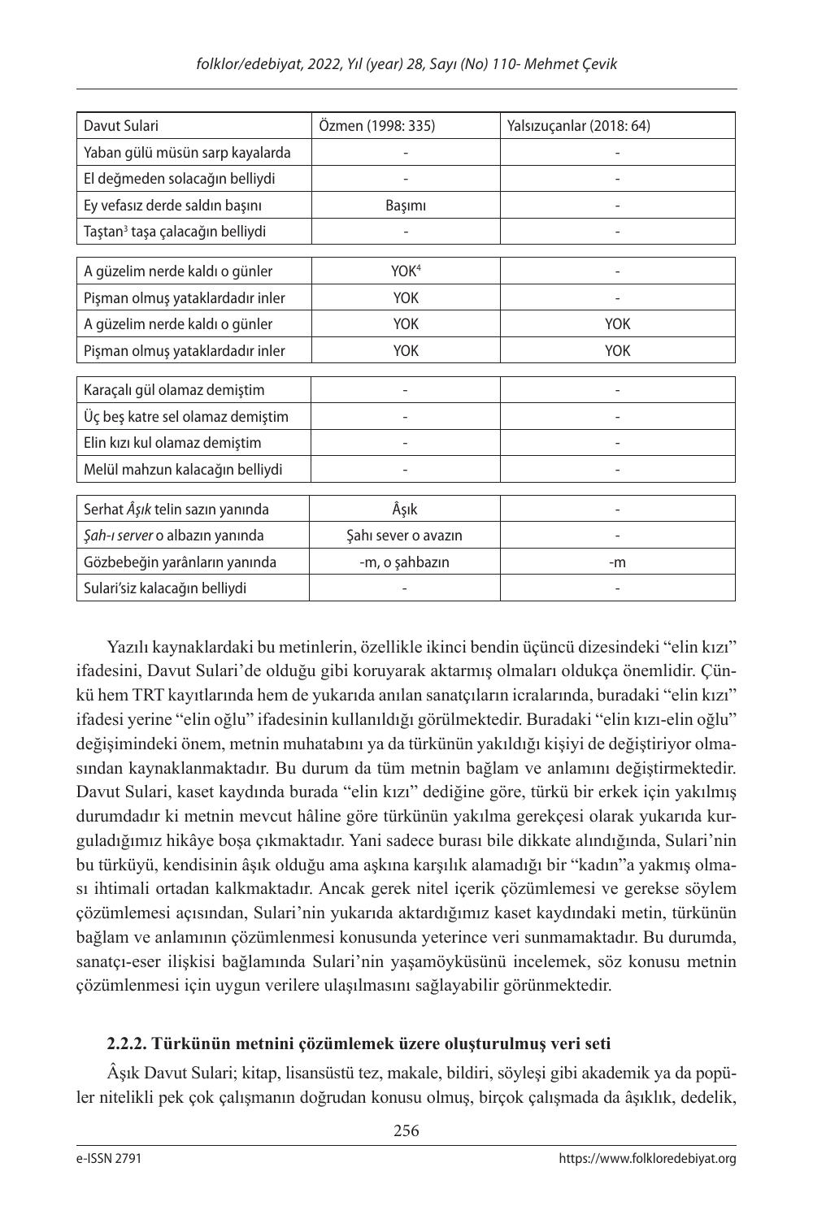| Davut Sulari | Özmen (1998: 335) | Yalsızuçanlar (2018: 64) |
|---|---|---|
| Yaban gülü müsün sarp kayalarda | - | - |
| El değmeden solacağın belliydi | - | - |
| Ey vefasız derde saldın başını | Başımı | - |
| Taştan[3] taşa çalacağın belliydi | - | - |
| A güzelim nerde kaldı o günler | YOK[4] | - |
| Pişman olmuş yataklardadır inler | YOK | - |
| A güzelim nerde kaldı o günler | YOK | YOK |
| Pişman olmuş yataklardadır inler | YOK | YOK |
| Karaçalı gül olamaz demiştim | - | - |
| Üç beş katre sel olamaz demiştim | - | - |
| Elin kızı kul olamaz demiştim | - | - |
| Melül mahzun kalacağın belliydi | - | - |
| Serhat *Âşık* telin sazın yanında | Âşık | - |
| *Şah-ı server* o albazın yanında | Şahı sever o avazın | - |
| Gözbebeğin yarânların yanında | -m, o şahbazın | -m |
| Sulari'siz kalacağın belliydi | - | - |

Yazılı kaynaklardaki bu metinlerin, özellikle ikinci bendin üçüncü dizesindeki "elin kızı" ifadesini, Davut Sulari'de olduğu gibi koruyarak aktarmış olmaları oldukça önemlidir. Çünkü hem TRT kayıtlarında hem de yukarıda anılan sanatçıların icralarında, buradaki "elin kızı" ifadesi yerine "elin oğlu" ifadesinin kullanıldığı görülmektedir. Buradaki "elin kızı-elin oğlu" değişimindeki önem, metnin muhatabını ya da türkünün yakıldığı kişiyi de değiştiriyor olmasından kaynaklanmaktadır. Bu durum da tüm metnin bağlam ve anlamını değiştirmektedir. Davut Sulari, kaset kaydında burada "elin kızı" dediğine göre, türkü bir erkek için yakılmış durumdadır ki metnin mevcut hâline göre türkünün yakılma gerekçesi olarak yukarıda kurguladığımız hikâye boşa çıkmaktadır. Yani sadece burası bile dikkate alındığında, Sulari'nin bu türküyü, kendisinin âşık olduğu ama aşkına karşılık alamadığı bir "kadın"a yakmış olması ihtimali ortadan kalkmaktadır. Ancak gerek nitel içerik çözümlemesi ve gerekse söylem çözümlemesi açısından, Sulari'nin yukarıda aktardığımız kaset kaydındaki metin, türkünün bağlam ve anlamının çözümlenmesi konusunda yeterince veri sunmamaktadır. Bu durumda, sanatçı-eser ilişkisi bağlamında Sulari'nin yaşamöyküsünü incelemek, söz konusu metnin çözümlenmesi için uygun verilere ulaşılmasını sağlayabilir görünmektedir.

### 2.2.2. Türkünün metnini çözümlemek üzere oluşturulmuş veri seti

Âşık Davut Sulari; kitap, lisansüstü tez, makale, bildiri, söyleşi gibi akademik ya da popüler nitelikli pek çok çalışmanın doğrudan konusu olmuş, birçok çalışmada da âşıklık, dedelik,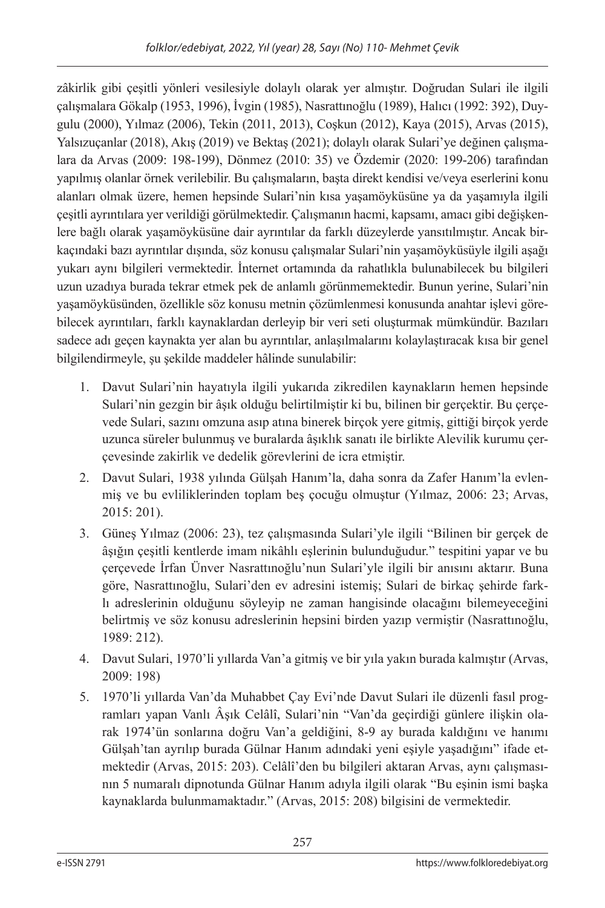zâkirlik gibi çeşitli yönleri vesilesiyle dolaylı olarak yer almıştır. Doğrudan Sulari ile ilgili çalışmalara Gökalp (1953, 1996), İvgin (1985), Nasrattınoğlu (1989), Halıcı (1992: 392), Duygulu (2000), Yılmaz (2006), Tekin (2011, 2013), Coşkun (2012), Kaya (2015), Arvas (2015), Yalsızuçanlar (2018), Akış (2019) ve Bektaş (2021); dolaylı olarak Sulari'ye değinen çalışmalara da Arvas (2009: 198-199), Dönmez (2010: 35) ve Özdemir (2020: 199-206) tarafından yapılmış olanlar örnek verilebilir. Bu çalışmaların, başta direkt kendisi ve/veya eserlerini konu alanları olmak üzere, hemen hepsinde Sulari'nin kısa yaşamöyküsüne ya da yaşamıyla ilgili çeşitli ayrıntılara yer verildiği görülmektedir. Çalışmanın hacmi, kapsamı, amacı gibi değişkenlere bağlı olarak yaşamöyküsüne dair ayrıntılar da farklı düzeylerde yansıtılmıştır. Ancak birkaçındaki bazı ayrıntılar dışında, söz konusu çalışmalar Sulari'nin yaşamöyküsüyle ilgili aşağı yukarı aynı bilgileri vermektedir. İnternet ortamında da rahatlıkla bulunabilecek bu bilgileri uzun uzadıya burada tekrar etmek pek de anlamlı görünmemektedir. Bunun yerine, Sulari'nin yaşamöyküsünden, özellikle söz konusu metnin çözümlenmesi konusunda anahtar işlevi görebilecek ayrıntıları, farklı kaynaklardan derleyip bir veri seti oluşturmak mümkündür. Bazıları sadece adı geçen kaynakta yer alan bu ayrıntılar, anlaşılmalarını kolaylaştıracak kısa bir genel bilgilendirmeyle, şu şekilde maddeler hâlinde sunulabilir:

1. Davut Sulari'nin hayatıyla ilgili yukarıda zikredilen kaynakların hemen hepsinde Sulari'nin gezgin bir âşık olduğu belirtilmiştir ki bu, bilinen bir gerçektir. Bu çerçevede Sulari, sazını omzuna asıp atına binerek birçok yere gitmiş, gittiği birçok yerde uzunca süreler bulunmuş ve buralarda âşıklık sanatı ile birlikte Alevilik kurumu çerçevesinde zakirlik ve dedelik görevlerini de icra etmiştir.
2. Davut Sulari, 1938 yılında Gülşah Hanım'la, daha sonra da Zafer Hanım'la evlenmiş ve bu evliliklerinden toplam beş çocuğu olmuştur (Yılmaz, 2006: 23; Arvas, 2015: 201).
3. Güneş Yılmaz (2006: 23), tez çalışmasında Sulari'yle ilgili "Bilinen bir gerçek de âşığın çeşitli kentlerde imam nikâhlı eşlerinin bulunduğudur." tespitini yapar ve bu çerçevede İrfan Ünver Nasrattınoğlu'nun Sulari'yle ilgili bir anısını aktarır. Buna göre, Nasrattınoğlu, Sulari'den ev adresini istemiş; Sulari de birkaç şehirde farklı adreslerinin olduğunu söyleyip ne zaman hangisinde olacağını bilemeyeceğini belirtmiş ve söz konusu adreslerinin hepsini birden yazıp vermiştir (Nasrattınoğlu, 1989: 212).
4. Davut Sulari, 1970'li yıllarda Van'a gitmiş ve bir yıla yakın burada kalmıştır (Arvas, 2009: 198)
5. 1970'li yıllarda Van'da Muhabbet Çay Evi'nde Davut Sulari ile düzenli fasıl programları yapan Vanlı Âşık Celâlî, Sulari'nin "Van'da geçirdiği günlere ilişkin olarak 1974'ün sonlarına doğru Van'a geldiğini, 8-9 ay burada kaldığını ve hanımı Gülşah'tan ayrılıp burada Gülnar Hanım adındaki yeni eşiyle yaşadığını" ifade etmektedir (Arvas, 2015: 203). Celâlî'den bu bilgileri aktaran Arvas, aynı çalışmasının 5 numaralı dipnotunda Gülnar Hanım adıyla ilgili olarak "Bu eşinin ismi başka kaynaklarda bulunmamaktadır." (Arvas, 2015: 208) bilgisini de vermektedir.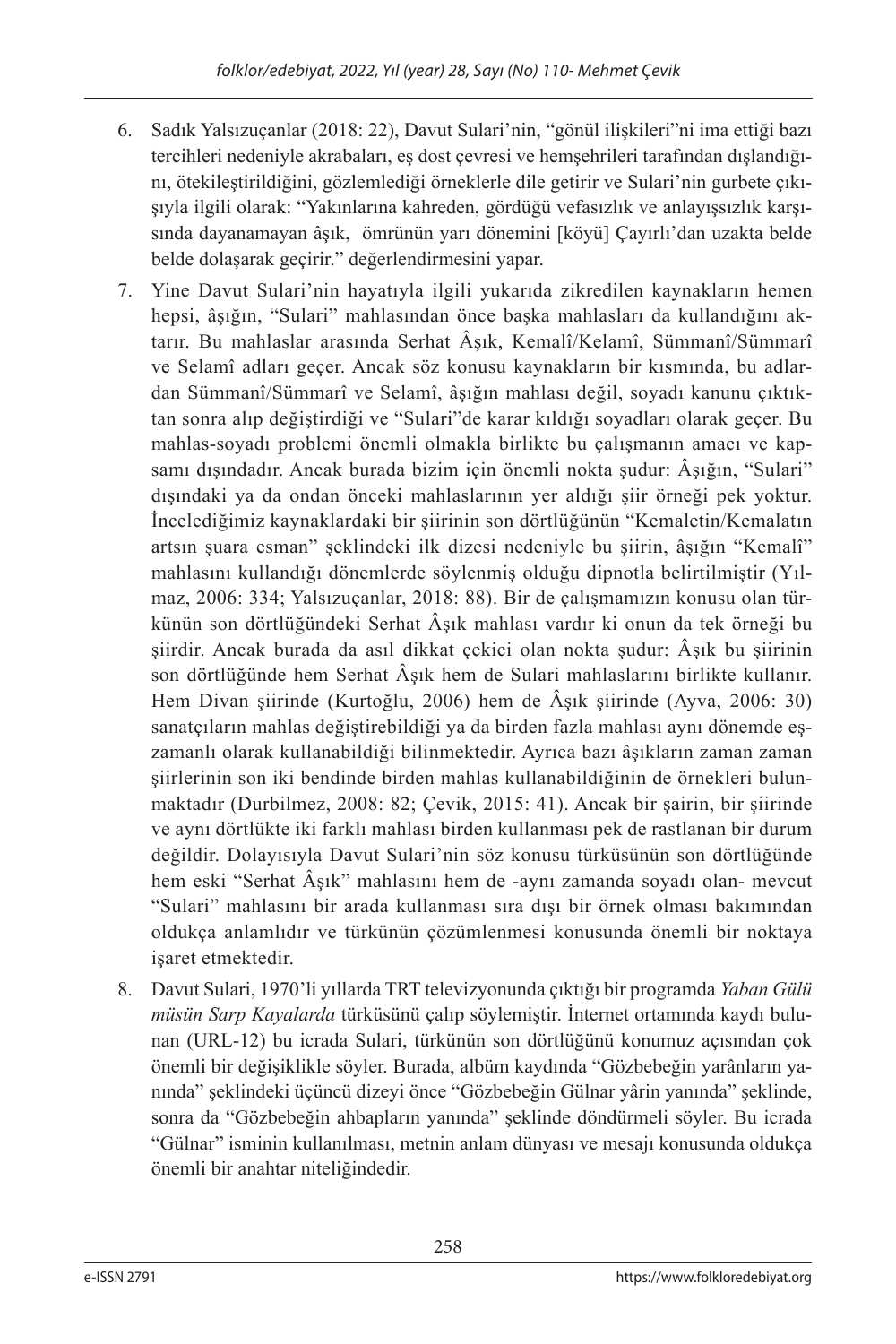6. Sadık Yalsızuçanlar (2018: 22), Davut Sulari'nin, "gönül ilişkileri"ni ima ettiği bazı tercihleri nedeniyle akrabaları, eş dost çevresi ve hemşehrileri tarafından dışlandığını, ötekileştirildiğini, gözlemlediği örneklerle dile getirir ve Sulari'nin gurbete çıkışıyla ilgili olarak: "Yakınlarına kahreden, gördüğü vefasızlık ve anlayışsızlık karşısında dayanamayan âşık, ömrünün yarı dönemini [köyü] Çayırlı'dan uzakta belde belde dolaşarak geçirir." değerlendirmesini yapar.
7. Yine Davut Sulari'nin hayatıyla ilgili yukarıda zikredilen kaynakların hemen hepsi, âşığın, "Sulari" mahlasından önce başka mahlasları da kullandığını aktarır. Bu mahlaslar arasında Serhat Âşık, Kemalî/Kelamî, Sümmanî/Sümmarî ve Selamî adları geçer. Ancak söz konusu kaynakların bir kısmında, bu adlardan Sümmanî/Sümmarî ve Selamî, âşığın mahlası değil, soyadı kanunu çıktıktan sonra alıp değiştirdiği ve "Sulari"de karar kıldığı soyadları olarak geçer. Bu mahlas-soyadı problemi önemli olmakla birlikte bu çalışmanın amacı ve kapsamı dışındadır. Ancak burada bizim için önemli nokta şudur: Âşığın, "Sulari" dışındaki ya da ondan önceki mahlaslarının yer aldığı şiir örneği pek yoktur. İncelediğimiz kaynaklardaki bir şiirinin son dörtlüğünün "Kemaletin/Kemalatın artsın şuara esman" şeklindeki ilk dizesi nedeniyle bu şiirin, âşığın "Kemalî" mahlasını kullandığı dönemlerde söylenmiş olduğu dipnotla belirtilmiştir (Yılmaz, 2006: 334; Yalsızuçanlar, 2018: 88). Bir de çalışmamızın konusu olan türkünün son dörtlüğündeki Serhat Âşık mahlası vardır ki onun da tek örneği bu şiirdir. Ancak burada da asıl dikkat çekici olan nokta şudur: Âşık bu şiirinin son dörtlüğünde hem Serhat Âşık hem de Sulari mahlaslarını birlikte kullanır. Hem Divan şiirinde (Kurtoğlu, 2006) hem de Âşık şiirinde (Ayva, 2006: 30) sanatçıların mahlas değiştirebildiği ya da birden fazla mahlası aynı dönemde eşzamanlı olarak kullanabildiği bilinmektedir. Ayrıca bazı âşıkların zaman zaman şiirlerinin son iki bendinde birden mahlas kullanabildiğinin de örnekleri bulunmaktadır (Durbilmez, 2008: 82; Çevik, 2015: 41). Ancak bir şairin, bir şiirinde ve aynı dörtlükte iki farklı mahlası birden kullanması pek de rastlanan bir durum değildir. Dolayısıyla Davut Sulari'nin söz konusu türküsünün son dörtlüğünde hem eski "Serhat Âşık" mahlasını hem de -aynı zamanda soyadı olan- mevcut "Sulari" mahlasını bir arada kullanması sıra dışı bir örnek olması bakımından oldukça anlamlıdır ve türkünün çözümlenmesi konusunda önemli bir noktaya işaret etmektedir.
8. Davut Sulari, 1970'li yıllarda TRT televizyonunda çıktığı bir programda *Yaban Gülü müsün Sarp Kayalarda* türküsünü çalıp söylemiştir. İnternet ortamında kaydı bulunan (URL-12) bu icrada Sulari, türkünün son dörtlüğünü konumuz açısından çok önemli bir değişiklikle söyler. Burada, albüm kaydında "Gözbebeğin yarânların yanında" şeklindeki üçüncü dizeyi önce "Gözbebeğin Gülnar yârin yanında" şeklinde, sonra da "Gözbebeğin ahbapların yanında" şeklinde döndürmeli söyler. Bu icrada "Gülnar" isminin kullanılması, metnin anlam dünyası ve mesajı konusunda oldukça önemli bir anahtar niteliğindedir.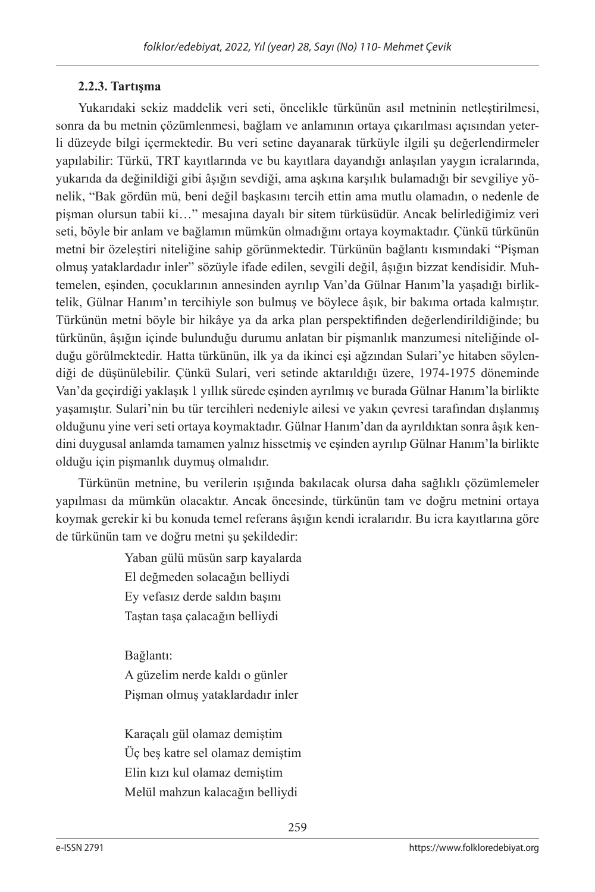### 2.2.3. Tartışma

Yukarıdaki sekiz maddelik veri seti, öncelikle türkünün asıl metninin netleştirilmesi, sonra da bu metnin çözümlenmesi, bağlam ve anlamının ortaya çıkarılması açısından yeterli düzeyde bilgi içermektedir. Bu veri setine dayanarak türküyle ilgili şu değerlendirmeler yapılabilir: Türkü, TRT kayıtlarında ve bu kayıtlara dayandığı anlaşılan yaygın icralarında, yukarıda da değinildiği gibi âşığın sevdiği, ama aşkına karşılık bulamadığı bir sevgiliye yönelik, "Bak gördün mü, beni değil başkasını tercih ettin ama mutlu olamadın, o nedenle de pişman olursun tabii ki…" mesajına dayalı bir sitem türküsüdür. Ancak belirlediğimiz veri seti, böyle bir anlam ve bağlamın mümkün olmadığını ortaya koymaktadır. Çünkü türkünün metni bir özeleştiri niteliğine sahip görünmektedir. Türkünün bağlantı kısmındaki "Pişman olmuş yataklardadır inler" sözüyle ifade edilen, sevgili değil, âşığın bizzat kendisidir. Muhtemelen, eşinden, çocuklarının annesinden ayrılıp Van'da Gülnar Hanım'la yaşadığı birliktelik, Gülnar Hanım'ın tercihiyle son bulmuş ve böylece âşık, bir bakıma ortada kalmıştır. Türkünün metni böyle bir hikâye ya da arka plan perspektifinden değerlendirildiğinde; bu türkünün, âşığın içinde bulunduğu durumu anlatan bir pişmanlık manzumesi niteliğinde olduğu görülmektedir. Hatta türkünün, ilk ya da ikinci eşi ağzından Sulari'ye hitaben söylendiği de düşünülebilir. Çünkü Sulari, veri setinde aktarıldığı üzere, 1974-1975 döneminde Van'da geçirdiği yaklaşık 1 yıllık sürede eşinden ayrılmış ve burada Gülnar Hanım'la birlikte yaşamıştır. Sulari'nin bu tür tercihleri nedeniyle ailesi ve yakın çevresi tarafından dışlanmış olduğunu yine veri seti ortaya koymaktadır. Gülnar Hanım'dan da ayrıldıktan sonra âşık kendini duygusal anlamda tamamen yalnız hissetmiş ve eşinden ayrılıp Gülnar Hanım'la birlikte olduğu için pişmanlık duymuş olmalıdır.

Türkünün metnine, bu verilerin ışığında bakılacak olursa daha sağlıklı çözümlemeler yapılması da mümkün olacaktır. Ancak öncesinde, türkünün tam ve doğru metnini ortaya koymak gerekir ki bu konuda temel referans âşığın kendi icralarıdır. Bu icra kayıtlarına göre de türkünün tam ve doğru metni şu şekildedir:

Yaban gülü müsün sarp kayalarda
El değmeden solacağın belliydi
Ey vefasız derde saldın başını
Taştan taşa çalacağın belliydi

Bağlantı:
A güzelim nerde kaldı o günler
Pişman olmuş yataklardadır inler

Karaçalı gül olamaz demiştim
Üç beş katre sel olamaz demiştim
Elin kızı kul olamaz demiştim
Melül mahzun kalacağın belliydi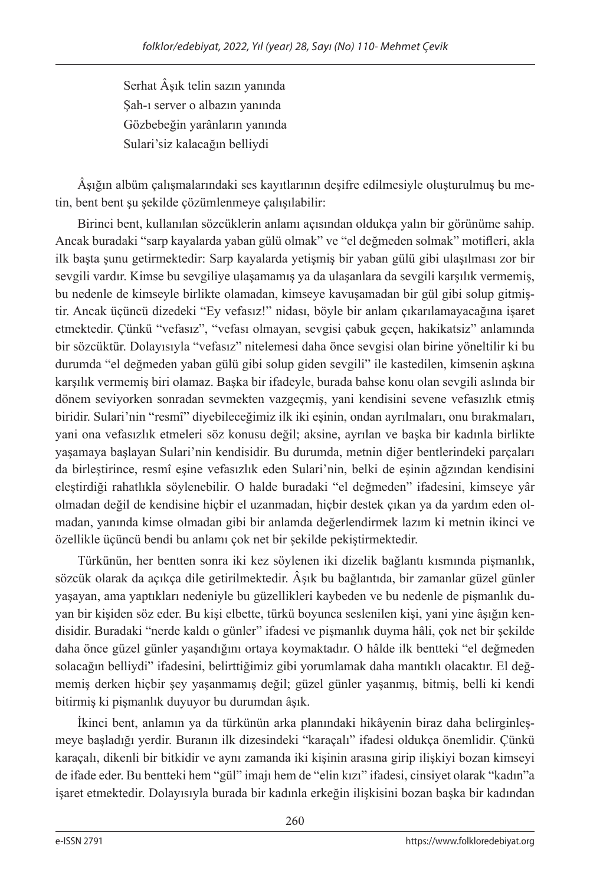Serhat Âşık telin sazın yanında  
Şah-ı server o albazın yanında  
Gözbebeğin yarânların yanında  
Sulari'siz kalacağın belliydi

Âşığın albüm çalışmalarındaki ses kayıtlarının deşifre edilmesiyle oluşturulmuş bu metin, bent bent şu şekilde çözümlenmeye çalışılabilir:

Birinci bent, kullanılan sözcüklerin anlamı açısından oldukça yalın bir görünüme sahip. Ancak buradaki "sarp kayalarda yaban gülü olmak" ve "el değmeden solmak" motifleri, akla ilk başta şunu getirmektedir: Sarp kayalarda yetişmiş bir yaban gülü gibi ulaşılması zor bir sevgili vardır. Kimse bu sevgiliye ulaşamamış ya da ulaşanlara da sevgili karşılık vermemiş, bu nedenle de kimseyle birlikte olamadan, kimseye kavuşamadan bir gül gibi solup gitmiştir. Ancak üçüncü dizedeki "Ey vefasız!" nidası, böyle bir anlam çıkarılamayacağına işaret etmektedir. Çünkü "vefasız", "vefası olmayan, sevgisi çabuk geçen, hakikatsiz" anlamında bir sözcüktür. Dolayısıyla "vefasız" nitelemesi daha önce sevgisi olan birine yöneltilir ki bu durumda "el değmeden yaban gülü gibi solup giden sevgili" ile kastedilen, kimsenin aşkına karşılık vermemiş biri olamaz. Başka bir ifadeyle, burada bahse konu olan sevgili aslında bir dönem seviyorken sonradan sevmekten vazgeçmiş, yani kendisini sevene vefasızlık etmiş biridir. Sulari'nin "resmî" diyebileceğimiz ilk iki eşinin, ondan ayrılmaları, onu bırakmaları, yani ona vefasızlık etmeleri söz konusu değil; aksine, ayrılan ve başka bir kadınla birlikte yaşamaya başlayan Sulari'nin kendisidir. Bu durumda, metnin diğer bentlerindeki parçaları da birleştirince, resmî eşine vefasızlık eden Sulari'nin, belki de eşinin ağzından kendisini eleştirdiği rahatlıkla söylenebilir. O halde buradaki "el değmeden" ifadesini, kimseye yâr olmadan değil de kendisine hiçbir el uzanmadan, hiçbir destek çıkan ya da yardım eden olmadan, yanında kimse olmadan gibi bir anlamda değerlendirmek lazım ki metnin ikinci ve özellikle üçüncü bendi bu anlamı çok net bir şekilde pekiştirmektedir.

Türkünün, her bentten sonra iki kez söylenen iki dizelik bağlantı kısmında pişmanlık, sözcük olarak da açıkça dile getirilmektedir. Âşık bu bağlantıda, bir zamanlar güzel günler yaşayan, ama yaptıkları nedeniyle bu güzellikleri kaybeden ve bu nedenle de pişmanlık duyan bir kişiden söz eder. Bu kişi elbette, türkü boyunca seslenilen kişi, yani yine âşığın kendisidir. Buradaki "nerde kaldı o günler" ifadesi ve pişmanlık duyma hâli, çok net bir şekilde daha önce güzel günler yaşandığını ortaya koymaktadır. O hâlde ilk bentteki "el değmeden solacağın belliydi" ifadesini, belirttiğimiz gibi yorumlamak daha mantıklı olacaktır. El değmemiş derken hiçbir şey yaşanmamış değil; güzel günler yaşanmış, bitmiş, belli ki kendi bitirmiş ki pişmanlık duyuyor bu durumdan âşık.

İkinci bent, anlamın ya da türkünün arka planındaki hikâyenin biraz daha belirginleşmeye başladığı yerdir. Buranın ilk dizesindeki "karaçalı" ifadesi oldukça önemlidir. Çünkü karaçalı, dikenli bir bitkidir ve aynı zamanda iki kişinin arasına girip ilişkiyi bozan kimseyi de ifade eder. Bu bentteki hem "gül" imajı hem de "elin kızı" ifadesi, cinsiyet olarak "kadın"a işaret etmektedir. Dolayısıyla burada bir kadınla erkeğin ilişkisini bozan başka bir kadından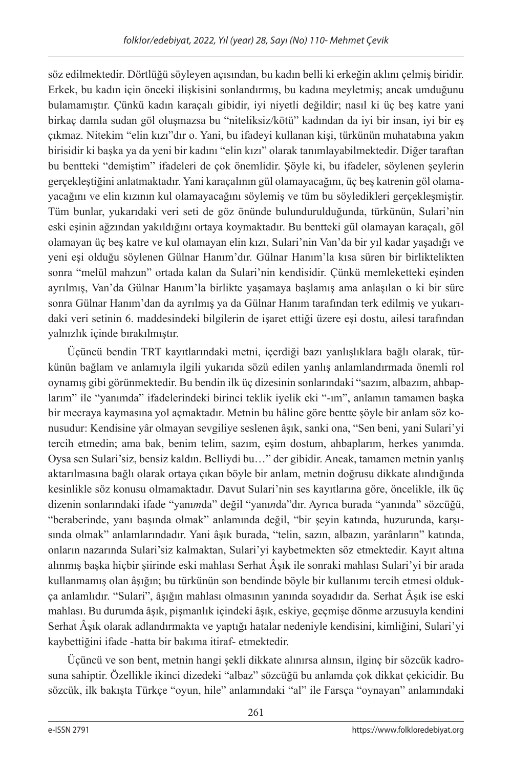söz edilmektedir. Dörtlüğü söyleyen açısından, bu kadın belli ki erkeğin aklını çelmiş biridir. Erkek, bu kadın için önceki ilişkisini sonlandırmış, bu kadına meyletmiş; ancak umduğunu bulamamıştır. Çünkü kadın karaçalı gibidir, iyi niyetli değildir; nasıl ki üç beş katre yani birkaç damla sudan göl oluşmazsa bu "niteliksiz/kötü" kadından da iyi bir insan, iyi bir eş çıkmaz. Nitekim "elin kızı"dır o. Yani, bu ifadeyi kullanan kişi, türkünün muhatabına yakın birisidir ki başka ya da yeni bir kadını "elin kızı" olarak tanımlayabilmektedir. Diğer taraftan bu bentteki "demiştim" ifadeleri de çok önemlidir. Şöyle ki, bu ifadeler, söylenen şeylerin gerçekleştiğini anlatmaktadır. Yani karaçalının gül olamayacağını, üç beş katrenin göl olamayacağını ve elin kızının kul olamayacağını söylemiş ve tüm bu söyledikleri gerçekleşmiştir. Tüm bunlar, yukarıdaki veri seti de göz önünde bulundurulduğunda, türkünün, Sulari'nin eski eşinin ağzından yakıldığını ortaya koymaktadır. Bu bentteki gül olamayan karaçalı, göl olamayan üç beş katre ve kul olamayan elin kızı, Sulari'nin Van'da bir yıl kadar yaşadığı ve yeni eşi olduğu söylenen Gülnar Hanım'dır. Gülnar Hanım'la kısa süren bir birliktelikten sonra "melül mahzun" ortada kalan da Sulari'nin kendisidir. Çünkü memleketteki eşinden ayrılmış, Van'da Gülnar Hanım'la birlikte yaşamaya başlamış ama anlaşılan o ki bir süre sonra Gülnar Hanım'dan da ayrılmış ya da Gülnar Hanım tarafından terk edilmiş ve yukarıdaki veri setinin 6. maddesindeki bilgilerin de işaret ettiği üzere eşi dostu, ailesi tarafından yalnızlık içinde bırakılmıştır.

Üçüncü bendin TRT kayıtlarındaki metni, içerdiği bazı yanlışlıklara bağlı olarak, türkünün bağlam ve anlamıyla ilgili yukarıda sözü edilen yanlış anlamlandırmada önemli rol oynamış gibi görünmektedir. Bu bendin ilk üç dizesinin sonlarındaki "sazım, albazım, ahbaplarım" ile "yanımda" ifadelerindeki birinci teklik iyelik eki "-ım", anlamın tamamen başka bir mecraya kaymasına yol açmaktadır. Metnin bu hâline göre bentte şöyle bir anlam söz konusudur: Kendisine yâr olmayan sevgiliye seslenen âşık, sanki ona, "Sen beni, yani Sulari'yi tercih etmedin; ama bak, benim telim, sazım, eşim dostum, ahbaplarım, herkes yanımda. Oysa sen Sulari'siz, bensiz kaldın. Belliydi bu…" der gibidir. Ancak, tamamen metnin yanlış aktarılmasına bağlı olarak ortaya çıkan böyle bir anlam, metnin doğrusu dikkate alındığında kesinlikle söz konusu olmamaktadır. Davut Sulari'nin ses kayıtlarına göre, öncelikle, ilk üç dizenin sonlarındaki ifade "yanı*m*da" değil "yanı*n*da"dır. Ayrıca burada "yanında" sözcüğü, "beraberinde, yanı başında olmak" anlamında değil, "bir şeyin katında, huzurunda, karşısında olmak" anlamlarındadır. Yani âşık burada, "telin, sazın, albazın, yarânların" katında, onların nazarında Sulari'siz kalmaktan, Sulari'yi kaybetmekten söz etmektedir. Kayıt altına alınmış başka hiçbir şiirinde eski mahlası Serhat Âşık ile sonraki mahlası Sulari'yi bir arada kullanmamış olan âşığın; bu türkünün son bendinde böyle bir kullanımı tercih etmesi oldukça anlamlıdır. "Sulari", âşığın mahlası olmasının yanında soyadıdır da. Serhat Âşık ise eski mahlası. Bu durumda âşık, pişmanlık içindeki âşık, eskiye, geçmişe dönme arzusuyla kendini Serhat Âşık olarak adlandırmakta ve yaptığı hatalar nedeniyle kendisini, kimliğini, Sulari'yi kaybettiğini ifade -hatta bir bakıma itiraf- etmektedir.

Üçüncü ve son bent, metnin hangi şekli dikkate alınırsa alınsın, ilginç bir sözcük kadrosuna sahiptir. Özellikle ikinci dizedeki "albaz" sözcüğü bu anlamda çok dikkat çekicidir. Bu sözcük, ilk bakışta Türkçe "oyun, hile" anlamındaki "al" ile Farsça "oynayan" anlamındaki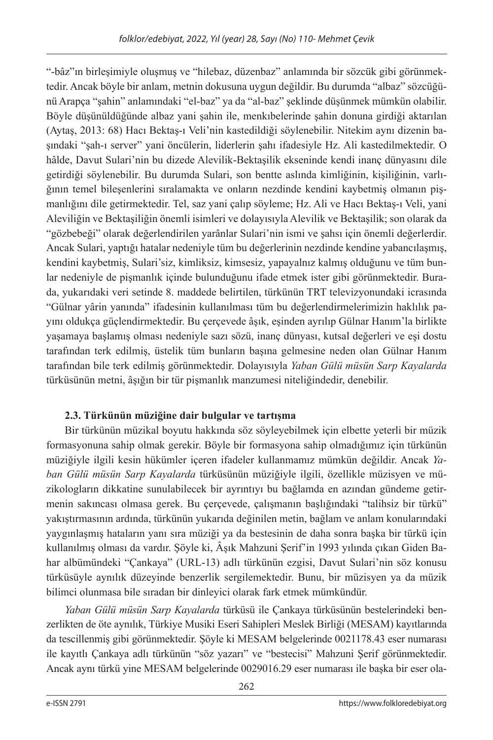"-bâz"ın birleşimiyle oluşmuş ve "hilebaz, düzenbaz" anlamında bir sözcük gibi görünmektedir. Ancak böyle bir anlam, metnin dokusuna uygun değildir. Bu durumda "albaz" sözcüğünü Arapça "şahin" anlamındaki "el-baz" ya da "al-baz" şeklinde düşünmek mümkün olabilir. Böyle düşünüldüğünde albaz yani şahin ile, menkıbelerinde şahin donuna girdiği aktarılan (Aytaş, 2013: 68) Hacı Bektaş-ı Veli'nin kastedildiği söylenebilir. Nitekim aynı dizenin başındaki "şah-ı server" yani öncülerin, liderlerin şahı ifadesiyle Hz. Ali kastedilmektedir. O hâlde, Davut Sulari'nin bu dizede Alevilik-Bektaşilik ekseninde kendi inanç dünyasını dile getirdiği söylenebilir. Bu durumda Sulari, son bentte aslında kimliğinin, kişiliğinin, varlığının temel bileşenlerini sıralamakta ve onların nezdinde kendini kaybetmiş olmanın pişmanlığını dile getirmektedir. Tel, saz yani çalıp söyleme; Hz. Ali ve Hacı Bektaş-ı Veli, yani Aleviliğin ve Bektaşiliğin önemli isimleri ve dolayısıyla Alevilik ve Bektaşilik; son olarak da "gözbebeği" olarak değerlendirilen yarânlar Sulari'nin ismi ve şahsı için önemli değerlerdir. Ancak Sulari, yaptığı hatalar nedeniyle tüm bu değerlerinin nezdinde kendine yabancılaşmış, kendini kaybetmiş, Sulari'siz, kimliksiz, kimsesiz, yapayalnız kalmış olduğunu ve tüm bunlar nedeniyle de pişmanlık içinde bulunduğunu ifade etmek ister gibi görünmektedir. Burada, yukarıdaki veri setinde 8. maddede belirtilen, türkünün TRT televizyonundaki icrasında "Gülnar yârin yanında" ifadesinin kullanılması tüm bu değerlendirmelerimizin haklılık payını oldukça güçlendirmektedir. Bu çerçevede âşık, eşinden ayrılıp Gülnar Hanım'la birlikte yaşamaya başlamış olması nedeniyle sazı sözü, inanç dünyası, kutsal değerleri ve eşi dostu tarafından terk edilmiş, üstelik tüm bunların başına gelmesine neden olan Gülnar Hanım tarafından bile terk edilmiş görünmektedir. Dolayısıyla *Yaban Gülü müsün Sarp Kayalarda* türküsünün metni, âşığın bir tür pişmanlık manzumesi niteliğindedir, denebilir.

### 2.3. Türkünün müziğine dair bulgular ve tartışma

Bir türkünün müzikal boyutu hakkında söz söyleyebilmek için elbette yeterli bir müzik formasyonuna sahip olmak gerekir. Böyle bir formasyona sahip olmadığımız için türkünün müziğiyle ilgili kesin hükümler içeren ifadeler kullanmamız mümkün değildir. Ancak *Yaban Gülü müsün Sarp Kayalarda* türküsünün müziğiyle ilgili, özellikle müzisyen ve müzikologların dikkatine sunulabilecek bir ayrıntıyı bu bağlamda en azından gündeme getirmenin sakıncası olmasa gerek. Bu çerçevede, çalışmanın başlığındaki "talihsiz bir türkü" yakıştırmasının ardında, türkünün yukarıda değinilen metin, bağlam ve anlam konularındaki yaygınlaşmış hataların yanı sıra müziği ya da bestesinin de daha sonra başka bir türkü için kullanılmış olması da vardır. Şöyle ki, Âşık Mahzuni Şerif'in 1993 yılında çıkan Giden Bahar albümündeki "Çankaya" (URL-13) adlı türkünün ezgisi, Davut Sulari'nin söz konusu türküsüyle aynılık düzeyinde benzerlik sergilemektedir. Bunu, bir müzisyen ya da müzik bilimci olunmasa bile sıradan bir dinleyici olarak fark etmek mümkündür.

*Yaban Gülü müsün Sarp Kayalarda* türküsü ile Çankaya türküsünün bestelerindeki benzerlikten de öte aynılık, Türkiye Musiki Eseri Sahipleri Meslek Birliği (MESAM) kayıtlarında da tescillenmiş gibi görünmektedir. Şöyle ki MESAM belgelerinde 0021178.43 eser numarası ile kayıtlı Çankaya adlı türkünün "söz yazarı" ve "bestecisi" Mahzuni Şerif görünmektedir. Ancak aynı türkü yine MESAM belgelerinde 0029016.29 eser numarası ile başka bir eser ola-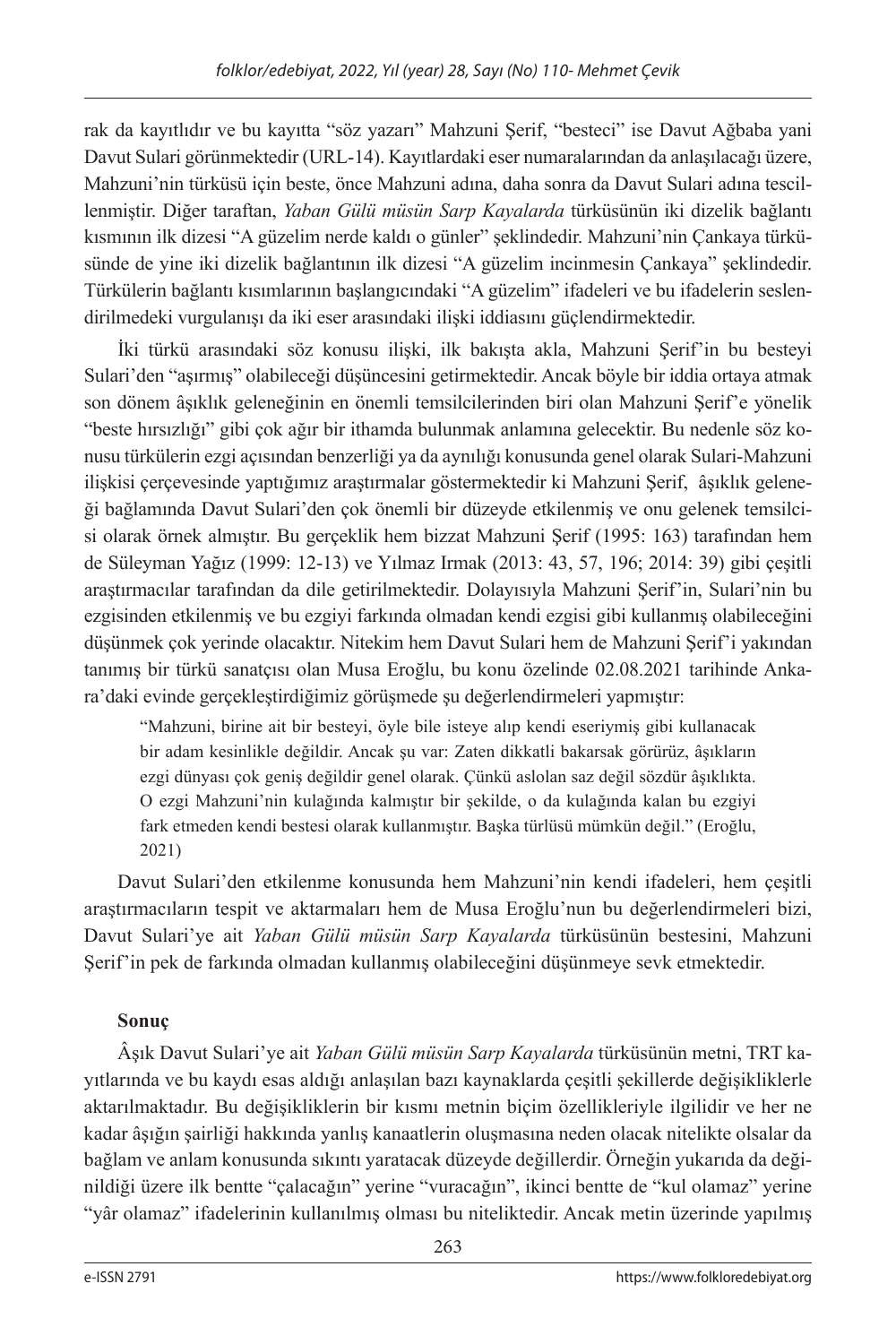rak da kayıtlıdır ve bu kayıtta "söz yazarı" Mahzuni Şerif, "besteci" ise Davut Ağbaba yani Davut Sulari görünmektedir (URL-14). Kayıtlardaki eser numaralarından da anlaşılacağı üzere, Mahzuni'nin türküsü için beste, önce Mahzuni adına, daha sonra da Davut Sulari adına tescillenmiştir. Diğer taraftan, *Yaban Gülü müsün Sarp Kayalarda* türküsünün iki dizelik bağlantı kısmının ilk dizesi "A güzelim nerde kaldı o günler" şeklindedir. Mahzuni'nin Çankaya türküsünde de yine iki dizelik bağlantının ilk dizesi "A güzelim incinmesin Çankaya" şeklindedir. Türkülerin bağlantı kısımlarının başlangıcındaki "A güzelim" ifadeleri ve bu ifadelerin seslendirilmedeki vurgulanışı da iki eser arasındaki ilişki iddiasını güçlendirmektedir.

İki türkü arasındaki söz konusu ilişki, ilk bakışta akla, Mahzuni Şerif'in bu besteyi Sulari'den "aşırmış" olabileceği düşüncesini getirmektedir. Ancak böyle bir iddia ortaya atmak son dönem âşıklık geleneğinin en önemli temsilcilerinden biri olan Mahzuni Şerif'e yönelik "beste hırsızlığı" gibi çok ağır bir ithamda bulunmak anlamına gelecektir. Bu nedenle söz konusu türkülerin ezgi açısından benzerliği ya da aynılığı konusunda genel olarak Sulari-Mahzuni ilişkisi çerçevesinde yaptığımız araştırmalar göstermektedir ki Mahzuni Şerif, âşıklık geleneği bağlamında Davut Sulari'den çok önemli bir düzeyde etkilenmiş ve onu gelenek temsilcisi olarak örnek almıştır. Bu gerçeklik hem bizzat Mahzuni Şerif (1995: 163) tarafından hem de Süleyman Yağız (1999: 12-13) ve Yılmaz Irmak (2013: 43, 57, 196; 2014: 39) gibi çeşitli araştırmacılar tarafından da dile getirilmektedir. Dolayısıyla Mahzuni Şerif'in, Sulari'nin bu ezgisinden etkilenmiş ve bu ezgiyi farkında olmadan kendi ezgisi gibi kullanmış olabileceğini düşünmek çok yerinde olacaktır. Nitekim hem Davut Sulari hem de Mahzuni Şerif'i yakından tanımış bir türkü sanatçısı olan Musa Eroğlu, bu konu özelinde 02.08.2021 tarihinde Ankara'daki evinde gerçekleştirdiğimiz görüşmede şu değerlendirmeleri yapmıştır:

> "Mahzuni, birine ait bir besteyi, öyle bile isteye alıp kendi eseriymiş gibi kullanacak bir adam kesinlikle değildir. Ancak şu var: Zaten dikkatli bakarsak görürüz, âşıkların ezgi dünyası çok geniş değildir genel olarak. Çünkü aslolan saz değil sözdür âşıklıkta. O ezgi Mahzuni'nin kulağında kalmıştır bir şekilde, o da kulağında kalan bu ezgiyi fark etmeden kendi bestesi olarak kullanmıştır. Başka türlüsü mümkün değil." (Eroğlu, 2021)

Davut Sulari'den etkilenme konusunda hem Mahzuni'nin kendi ifadeleri, hem çeşitli araştırmacıların tespit ve aktarmaları hem de Musa Eroğlu'nun bu değerlendirmeleri bizi, Davut Sulari'ye ait *Yaban Gülü müsün Sarp Kayalarda* türküsünün bestesini, Mahzuni Şerif'in pek de farkında olmadan kullanmış olabileceğini düşünmeye sevk etmektedir.

## Sonuç

Âşık Davut Sulari'ye ait *Yaban Gülü müsün Sarp Kayalarda* türküsünün metni, TRT kayıtlarında ve bu kaydı esas aldığı anlaşılan bazı kaynaklarda çeşitli şekillerde değişikliklerle aktarılmaktadır. Bu değişikliklerin bir kısmı metnin biçim özellikleriyle ilgilidir ve her ne kadar âşığın şairliği hakkında yanlış kanaatlerin oluşmasına neden olacak nitelikte olsalar da bağlam ve anlam konusunda sıkıntı yaratacak düzeyde değillerdir. Örneğin yukarıda da değinildiği üzere ilk bentte "çalacağın" yerine "vuracağın", ikinci bentte de "kul olamaz" yerine "yâr olamaz" ifadelerinin kullanılmış olması bu niteliktedir. Ancak metin üzerinde yapılmış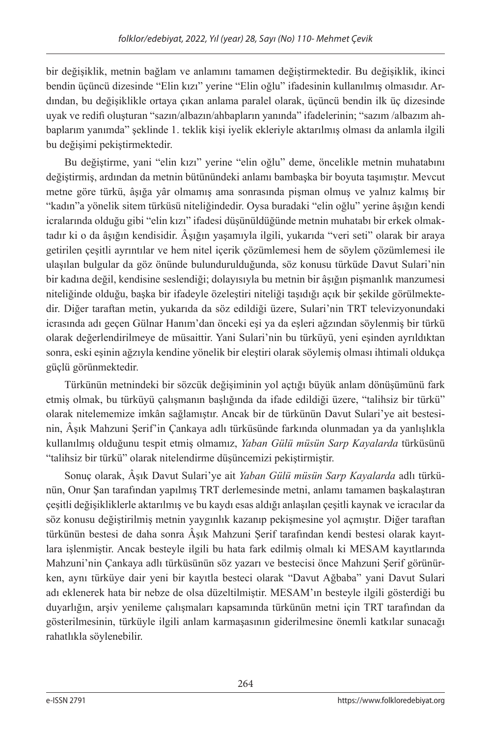bir değişiklik, metnin bağlam ve anlamını tamamen değiştirmektedir. Bu değişiklik, ikinci bendin üçüncü dizesinde "Elin kızı" yerine "Elin oğlu" ifadesinin kullanılmış olmasıdır. Ardından, bu değişiklikle ortaya çıkan anlama paralel olarak, üçüncü bendin ilk üç dizesinde uyak ve redifi oluşturan "sazın/albazın/ahbapların yanında" ifadelerinin; "sazım /albazım ahbaplarım yanımda" şeklinde 1. teklik kişi iyelik ekleriyle aktarılmış olması da anlamla ilgili bu değişimi pekiştirmektedir.

Bu değiştirme, yani "elin kızı" yerine "elin oğlu" deme, öncelikle metnin muhatabını değiştirmiş, ardından da metnin bütünündeki anlamı bambaşka bir boyuta taşımıştır. Mevcut metne göre türkü, âşığa yâr olmamış ama sonrasında pişman olmuş ve yalnız kalmış bir "kadın"a yönelik sitem türküsü niteliğindedir. Oysa buradaki "elin oğlu" yerine âşığın kendi icralarında olduğu gibi "elin kızı" ifadesi düşünüldüğünde metnin muhatabı bir erkek olmaktadır ki o da âşığın kendisidir. Âşığın yaşamıyla ilgili, yukarıda "veri seti" olarak bir araya getirilen çeşitli ayrıntılar ve hem nitel içerik çözümlemesi hem de söylem çözümlemesi ile ulaşılan bulgular da göz önünde bulundurulduğunda, söz konusu türküde Davut Sulari'nin bir kadına değil, kendisine seslendiği; dolayısıyla bu metnin bir âşığın pişmanlık manzumesi niteliğinde olduğu, başka bir ifadeyle özeleştiri niteliği taşıdığı açık bir şekilde görülmektedir. Diğer taraftan metin, yukarıda da söz edildiği üzere, Sulari'nin TRT televizyonundaki icrasında adı geçen Gülnar Hanım'dan önceki eşi ya da eşleri ağzından söylenmiş bir türkü olarak değerlendirilmeye de müsaittir. Yani Sulari'nin bu türküyü, yeni eşinden ayrıldıktan sonra, eski eşinin ağzıyla kendine yönelik bir eleştiri olarak söylemiş olması ihtimali oldukça güçlü görünmektedir.

Türkünün metnindeki bir sözcük değişiminin yol açtığı büyük anlam dönüşümünü fark etmiş olmak, bu türküyü çalışmanın başlığında da ifade edildiği üzere, "talihsiz bir türkü" olarak nitelememize imkân sağlamıştır. Ancak bir de türkünün Davut Sulari'ye ait bestesinin, Âşık Mahzuni Şerif'in Çankaya adlı türküsünde farkında olunmadan ya da yanlışlıkla kullanılmış olduğunu tespit etmiş olmamız, *Yaban Gülü müsün Sarp Kayalarda* türküsünü "talihsiz bir türkü" olarak nitelendirme düşüncemizi pekiştirmiştir.

Sonuç olarak, Âşık Davut Sulari'ye ait *Yaban Gülü müsün Sarp Kayalarda* adlı türkünün, Onur Şan tarafından yapılmış TRT derlemesinde metni, anlamı tamamen başkalaştıran çeşitli değişikliklerle aktarılmış ve bu kaydı esas aldığı anlaşılan çeşitli kaynak ve icracılar da söz konusu değiştirilmiş metnin yaygınlık kazanıp pekişmesine yol açmıştır. Diğer taraftan türkünün bestesi de daha sonra Âşık Mahzuni Şerif tarafından kendi bestesi olarak kayıtlara işlenmiştir. Ancak besteyle ilgili bu hata fark edilmiş olmalı ki MESAM kayıtlarında Mahzuni'nin Çankaya adlı türküsünün söz yazarı ve bestecisi önce Mahzuni Şerif görünürken, aynı türküye dair yeni bir kayıtla besteci olarak "Davut Ağbaba" yani Davut Sulari adı eklenerek hata bir nebze de olsa düzeltilmiştir. MESAM'ın besteyle ilgili gösterdiği bu duyarlığın, arşiv yenileme çalışmaları kapsamında türkünün metni için TRT tarafından da gösterilmesinin, türküyle ilgili anlam karmaşasının giderilmesine önemli katkılar sunacağı rahatlıkla söylenebilir.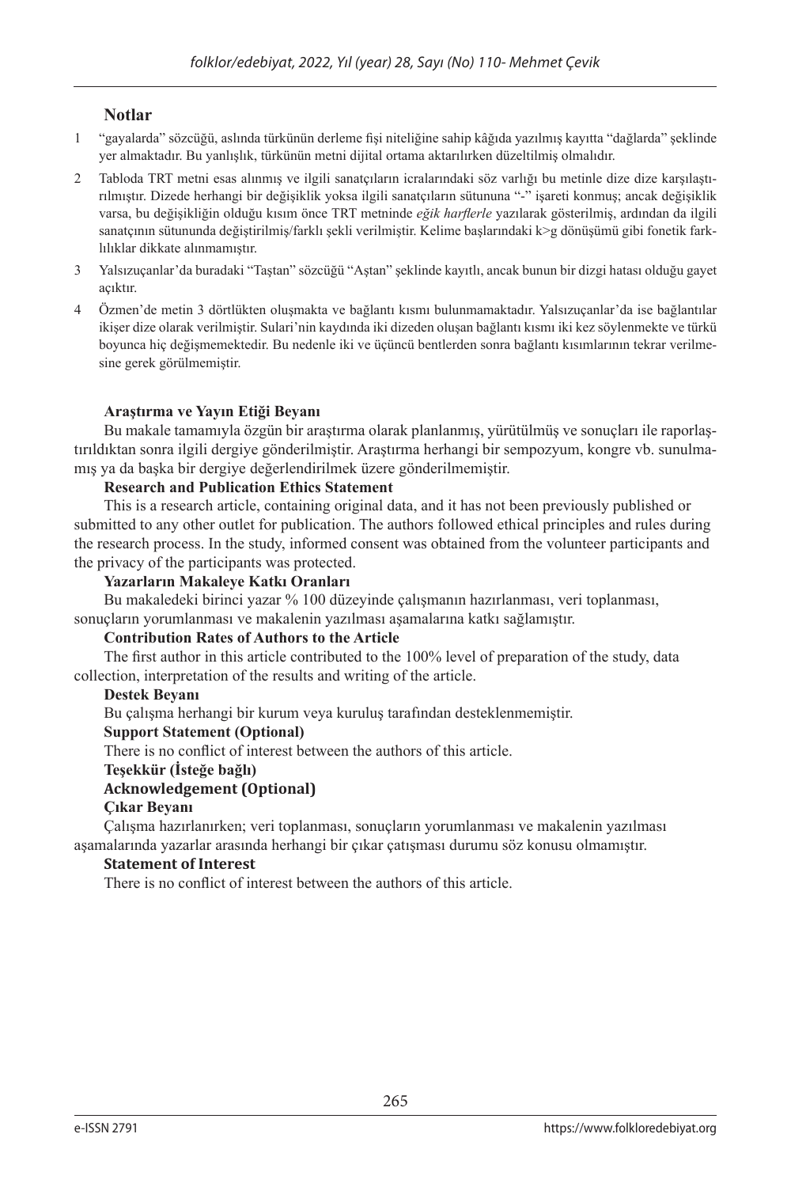## Notlar

1 "gayalarda" sözcüğü, aslında türkünün derleme fişi niteliğine sahip kâğıda yazılmış kayıtta "dağlarda" şeklinde yer almaktadır. Bu yanlışlık, türkünün metni dijital ortama aktarılırken düzeltilmiş olmalıdır.

2 Tabloda TRT metni esas alınmış ve ilgili sanatçıların icralarındaki söz varlığı bu metinle dize dize karşılaştırılmıştır. Dizede herhangi bir değişiklik yoksa ilgili sanatçıların sütununa "-" işareti konmuş; ancak değişiklik varsa, bu değişikliğin olduğu kısım önce TRT metninde *eğik harflerle* yazılarak gösterilmiş, ardından da ilgili sanatçının sütununda değiştirilmiş/farklı şekli verilmiştir. Kelime başlarındaki k>g dönüşümü gibi fonetik farklılıklar dikkate alınmamıştır.

3 Yalsızuçanlar'da buradaki "Taştan" sözcüğü "Aştan" şeklinde kayıtlı, ancak bunun bir dizgi hatası olduğu gayet açıktır.

4 Özmen'de metin 3 dörtlükten oluşmakta ve bağlantı kısmı bulunmamaktadır. Yalsızuçanlar'da ise bağlantılar ikişer dize olarak verilmiştir. Sulari'nin kaydında iki dizeden oluşan bağlantı kısmı iki kez söylenmekte ve türkü boyunca hiç değişmemektedir. Bu nedenle iki ve üçüncü bentlerden sonra bağlantı kısımlarının tekrar verilmesine gerek görülmemiştir.

**Araştırma ve Yayın Etiği Beyanı**

Bu makale tamamıyla özgün bir araştırma olarak planlanmış, yürütülmüş ve sonuçları ile raporlaştırıldıktan sonra ilgili dergiye gönderilmiştir. Araştırma herhangi bir sempozyum, kongre vb. sunulmamış ya da başka bir dergiye değerlendirilmek üzere gönderilmemiştir.

**Research and Publication Ethics Statement**

This is a research article, containing original data, and it has not been previously published or submitted to any other outlet for publication. The authors followed ethical principles and rules during the research process. In the study, informed consent was obtained from the volunteer participants and the privacy of the participants was protected.

**Yazarların Makaleye Katkı Oranları**

Bu makaledeki birinci yazar % 100 düzeyinde çalışmanın hazırlanması, veri toplanması, sonuçların yorumlanması ve makalenin yazılması aşamalarına katkı sağlamıştır.

**Contribution Rates of Authors to the Article**

The first author in this article contributed to the 100% level of preparation of the study, data collection, interpretation of the results and writing of the article.

**Destek Beyanı**

Bu çalışma herhangi bir kurum veya kuruluş tarafından desteklenmemiştir.

**Support Statement (Optional)**

There is no conflict of interest between the authors of this article.

**Teşekkür (İsteğe bağlı)**

**Acknowledgement (Optional)**

**Çıkar Beyanı**

Çalışma hazırlanırken; veri toplanması, sonuçların yorumlanması ve makalenin yazılması aşamalarında yazarlar arasında herhangi bir çıkar çatışması durumu söz konusu olmamıştır.

**Statement of Interest**

There is no conflict of interest between the authors of this article.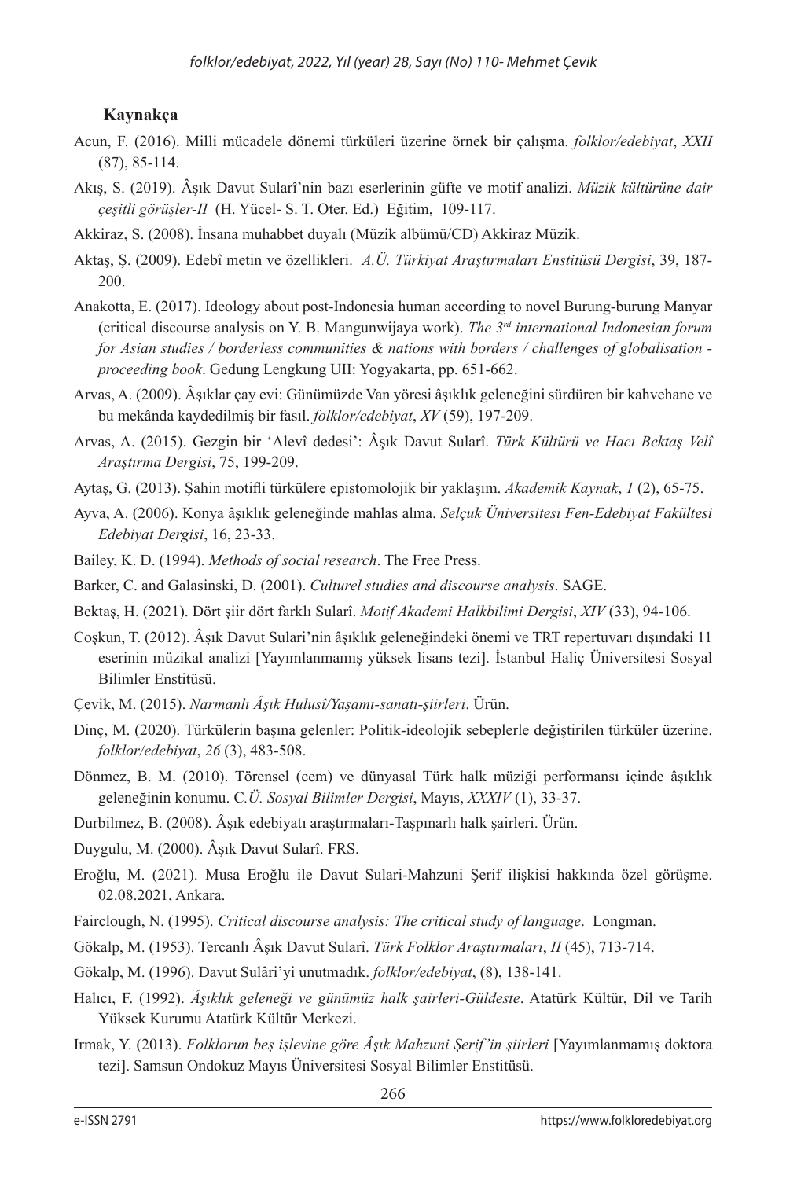**Kaynakça**

Acun, F. (2016). Milli mücadele dönemi türküleri üzerine örnek bir çalışma. *folklor/edebiyat*, *XXII* (87), 85-114.

Akış, S. (2019). Âşık Davut Sularî'nin bazı eserlerinin güfte ve motif analizi. *Müzik kültürüne dair çeşitli görüşler-II* (H. Yücel- S. T. Oter. Ed.) Eğitim, 109-117.

Akkiraz, S. (2008). İnsana muhabbet duyalı (Müzik albümü/CD) Akkiraz Müzik.

Aktaş, Ş. (2009). Edebî metin ve özellikleri. *A.Ü. Türkiyat Araştırmaları Enstitüsü Dergisi*, 39, 187-200.

Anakotta, E. (2017). Ideology about post-Indonesia human according to novel Burung-burung Manyar (critical discourse analysis on Y. B. Mangunwijaya work). *The 3rd international Indonesian forum for Asian studies / borderless communities & nations with borders / challenges of globalisation - proceeding book*. Gedung Lengkung UII: Yogyakarta, pp. 651-662.

Arvas, A. (2009). Âşıklar çay evi: Günümüzde Van yöresi âşıklık geleneğini sürdüren bir kahvehane ve bu mekânda kaydedilmiş bir fasıl. *folklor/edebiyat*, *XV* (59), 197-209.

Arvas, A. (2015). Gezgin bir 'Alevî dedesi': Âşık Davut Sularî. *Türk Kültürü ve Hacı Bektaş Velî Araştırma Dergisi*, 75, 199-209.

Aytaş, G. (2013). Şahin motifli türkülere epistomolojik bir yaklaşım. *Akademik Kaynak*, *1* (2), 65-75.

Ayva, A. (2006). Konya âşıklık geleneğinde mahlas alma. *Selçuk Üniversitesi Fen-Edebiyat Fakültesi Edebiyat Dergisi*, 16, 23-33.

Bailey, K. D. (1994). *Methods of social research*. The Free Press.

Barker, C. and Galasinski, D. (2001). *Culturel studies and discourse analysis*. SAGE.

Bektaş, H. (2021). Dört şiir dört farklı Sularî. *Motif Akademi Halkbilimi Dergisi*, *XIV* (33), 94-106.

Coşkun, T. (2012). Âşık Davut Sulari'nin âşıklık geleneğindeki önemi ve TRT repertuvarı dışındaki 11 eserinin müzikal analizi [Yayımlanmamış yüksek lisans tezi]. İstanbul Haliç Üniversitesi Sosyal Bilimler Enstitüsü.

Çevik, M. (2015). *Narmanlı Âşık Hulusî/Yaşamı-sanatı-şiirleri*. Ürün.

Dinç, M. (2020). Türkülerin başına gelenler: Politik-ideolojik sebeplerle değiştirilen türküler üzerine. *folklor/edebiyat*, *26* (3), 483-508.

Dönmez, B. M. (2010). Törensel (cem) ve dünyasal Türk halk müziği performansı içinde âşıklık geleneğinin konumu. C*.Ü. Sosyal Bilimler Dergisi*, Mayıs, *XXXIV* (1), 33-37.

Durbilmez, B. (2008). Âşık edebiyatı araştırmaları-Taşpınarlı halk şairleri. Ürün.

Duygulu, M. (2000). Âşık Davut Sularî. FRS.

Eroğlu, M. (2021). Musa Eroğlu ile Davut Sulari-Mahzuni Şerif ilişkisi hakkında özel görüşme. 02.08.2021, Ankara.

Fairclough, N. (1995). *Critical discourse analysis: The critical study of language*. Longman.

Gökalp, M. (1953). Tercanlı Âşık Davut Sularî. *Türk Folklor Araştırmaları*, *II* (45), 713-714.

Gökalp, M. (1996). Davut Sulâri'yi unutmadık. *folklor/edebiyat*, (8), 138-141.

Halıcı, F. (1992). *Âşıklık geleneği ve günümüz halk şairleri-Güldeste*. Atatürk Kültür, Dil ve Tarih Yüksek Kurumu Atatürk Kültür Merkezi.

Irmak, Y. (2013). *Folklorun beş işlevine göre Âşık Mahzuni Şerif'in şiirleri* [Yayımlanmamış doktora tezi]. Samsun Ondokuz Mayıs Üniversitesi Sosyal Bilimler Enstitüsü.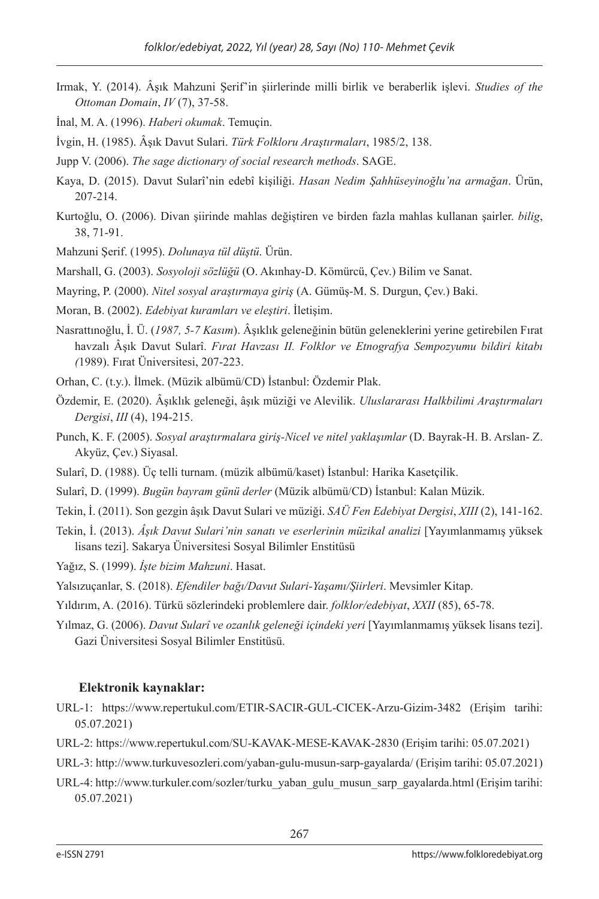Irmak, Y. (2014). Âşık Mahzuni Şerif'in şiirlerinde milli birlik ve beraberlik işlevi. *Studies of the Ottoman Domain*, *IV* (7), 37-58.

İnal, M. A. (1996). *Haberi okumak*. Temuçin.

İvgin, H. (1985). Âşık Davut Sulari. *Türk Folkloru Araştırmaları*, 1985/2, 138.

Jupp V. (2006). *The sage dictionary of social research methods*. SAGE.

Kaya, D. (2015). Davut Sularî'nin edebî kişiliği. *Hasan Nedim Şahhüseyinoğlu'na armağan*. Ürün, 207-214.

Kurtoğlu, O. (2006). Divan şiirinde mahlas değiştiren ve birden fazla mahlas kullanan şairler. *bilig*, 38, 71-91.

Mahzuni Şerif. (1995). *Dolunaya tül düştü*. Ürün.

Marshall, G. (2003). *Sosyoloji sözlüğü* (O. Akınhay-D. Kömürcü, Çev.) Bilim ve Sanat.

Mayring, P. (2000). *Nitel sosyal araştırmaya giriş* (A. Gümüş-M. S. Durgun, Çev.) Baki.

Moran, B. (2002). *Edebiyat kuramları ve eleştiri*. İletişim.

Nasrattınoğlu, İ. Ü. (*1987, 5-7 Kasım*). Âşıklık geleneğinin bütün geleneklerini yerine getirebilen Fırat havzalı Âşık Davut Sularî. *Fırat Havzası II. Folklor ve Etnografya Sempozyumu bildiri kitabı (*1989). Fırat Üniversitesi, 207-223.

Orhan, C. (t.y.). İlmek. (Müzik albümü/CD) İstanbul: Özdemir Plak.

Özdemir, E. (2020). Âşıklık geleneği, âşık müziği ve Alevilik. *Uluslararası Halkbilimi Araştırmaları Dergisi*, *III* (4), 194-215.

Punch, K. F. (2005). *Sosyal araştırmalara giriş-Nicel ve nitel yaklaşımlar* (D. Bayrak-H. B. Arslan- Z. Akyüz, Çev.) Siyasal.

Sularî, D. (1988). Üç telli turnam. (müzik albümü/kaset) İstanbul: Harika Kasetçilik.

Sularî, D. (1999). *Bugün bayram günü derler* (Müzik albümü/CD) İstanbul: Kalan Müzik.

Tekin, İ. (2011). Son gezgin âşık Davut Sulari ve müziği. *SAÜ Fen Edebiyat Dergisi*, *XIII* (2), 141-162.

Tekin, İ. (2013). *Âşık Davut Sulari'nin sanatı ve eserlerinin müzikal analizi* [Yayımlanmamış yüksek lisans tezi]. Sakarya Üniversitesi Sosyal Bilimler Enstitüsü

Yağız, S. (1999). *İşte bizim Mahzuni*. Hasat.

Yalsızuçanlar, S. (2018). *Efendiler bağı/Davut Sulari-Yaşamı/Şiirleri*. Mevsimler Kitap.

Yıldırım, A. (2016). Türkü sözlerindeki problemlere dair. *folklor/edebiyat*, *XXII* (85), 65-78.

Yılmaz, G. (2006). *Davut Sularî ve ozanlık geleneği içindeki yeri* [Yayımlanmamış yüksek lisans tezi]. Gazi Üniversitesi Sosyal Bilimler Enstitüsü.

**Elektronik kaynaklar:**

URL-1: https://www.repertukul.com/ETIR-SACIR-GUL-CICEK-Arzu-Gizim-3482 (Erişim tarihi: 05.07.2021)

URL-2: https://www.repertukul.com/SU-KAVAK-MESE-KAVAK-2830 (Erişim tarihi: 05.07.2021)

URL-3: http://www.turkuvesozleri.com/yaban-gulu-musun-sarp-gayalarda/ (Erişim tarihi: 05.07.2021)

URL-4: http://www.turkuler.com/sozler/turku_yaban_gulu_musun_sarp_gayalarda.html (Erişim tarihi: 05.07.2021)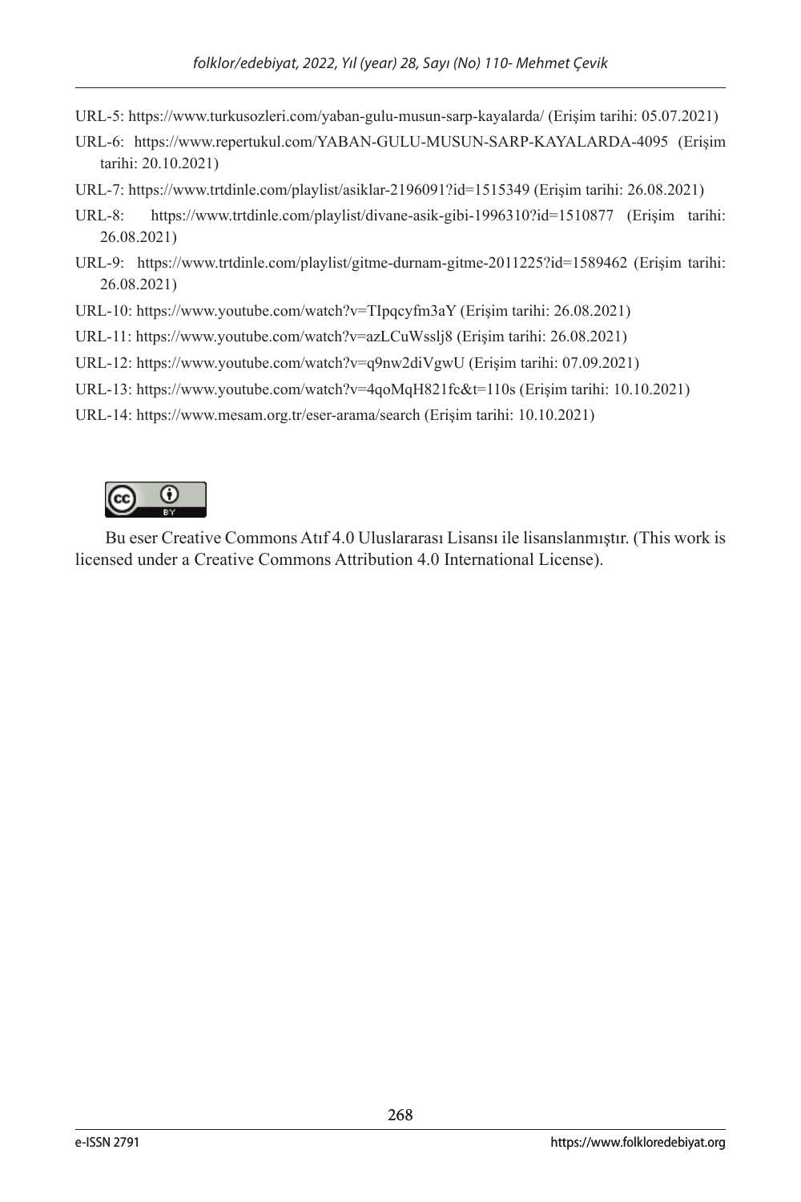URL-5: https://www.turkusozleri.com/yaban-gulu-musun-sarp-kayalarda/ (Erişim tarihi: 05.07.2021)

URL-6: https://www.repertukul.com/YABAN-GULU-MUSUN-SARP-KAYALARDA-4095 (Erişim tarihi: 20.10.2021)

URL-7: https://www.trtdinle.com/playlist/asiklar-2196091?id=1515349 (Erişim tarihi: 26.08.2021)

URL-8: https://www.trtdinle.com/playlist/divane-asik-gibi-1996310?id=1510877 (Erişim tarihi: 26.08.2021)

URL-9: https://www.trtdinle.com/playlist/gitme-durnam-gitme-2011225?id=1589462 (Erişim tarihi: 26.08.2021)

URL-10: https://www.youtube.com/watch?v=TIpqcyfm3aY (Erişim tarihi: 26.08.2021)

URL-11: https://www.youtube.com/watch?v=azLCuWsslj8 (Erişim tarihi: 26.08.2021)

URL-12: https://www.youtube.com/watch?v=q9nw2diVgwU (Erişim tarihi: 07.09.2021)

URL-13: https://www.youtube.com/watch?v=4qoMqH821fc&t=110s (Erişim tarihi: 10.10.2021)

URL-14: https://www.mesam.org.tr/eser-arama/search (Erişim tarihi: 10.10.2021)

Bu eser Creative Commons Atıf 4.0 Uluslararası Lisansı ile lisanslanmıştır. (This work is licensed under a Creative Commons Attribution 4.0 International License).